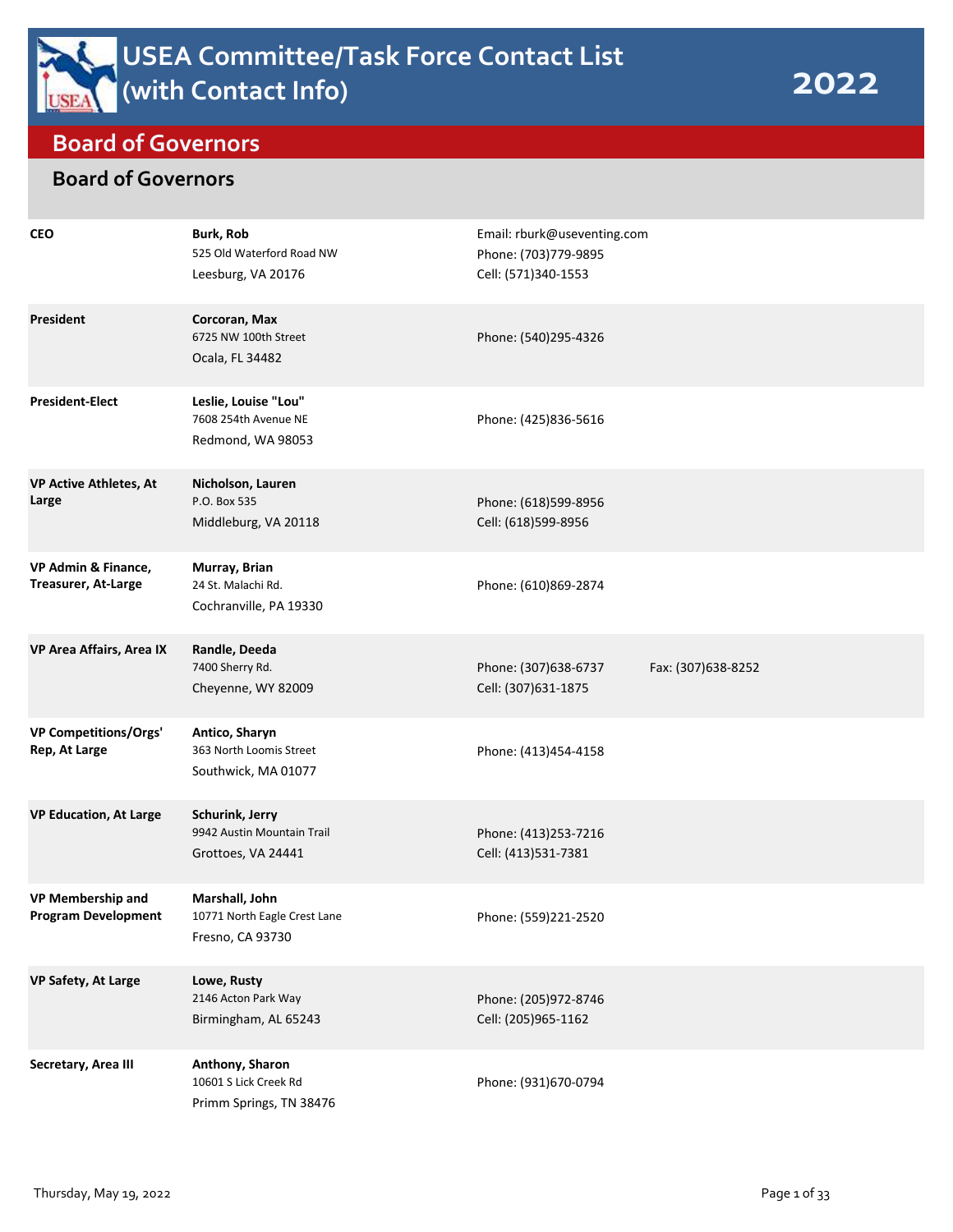# USEA Committee/Task Force Contact List (with Contact Info)

**2022**

## Board of Governors

### Board of Governors

| Position | Name / Address | Contact | |
|---|---|---|---|
| **CEO** | **Burk, Rob**<br>525 Old Waterford Road NW<br>Leesburg, VA 20176 | Email: rburk@useventing.com<br>Phone: (703)779-9895<br>Cell: (571)340-1553 | |
| **President** | **Corcoran, Max**<br>6725 NW 100th Street<br>Ocala, FL 34482 | Phone: (540)295-4326 | |
| **President-Elect** | **Leslie, Louise "Lou"**<br>7608 254th Avenue NE<br>Redmond, WA 98053 | Phone: (425)836-5616 | |
| **VP Active Athletes, At Large** | **Nicholson, Lauren**<br>P.O. Box 535<br>Middleburg, VA 20118 | Phone: (618)599-8956<br>Cell: (618)599-8956 | |
| **VP Admin & Finance, Treasurer, At-Large** | **Murray, Brian**<br>24 St. Malachi Rd.<br>Cochranville, PA 19330 | Phone: (610)869-2874 | |
| **VP Area Affairs, Area IX** | **Randle, Deeda**<br>7400 Sherry Rd.<br>Cheyenne, WY 82009 | Phone: (307)638-6737<br>Cell: (307)631-1875 | Fax: (307)638-8252 |
| **VP Competitions/Orgs' Rep, At Large** | **Antico, Sharyn**<br>363 North Loomis Street<br>Southwick, MA 01077 | Phone: (413)454-4158 | |
| **VP Education, At Large** | **Schurink, Jerry**<br>9942 Austin Mountain Trail<br>Grottoes, VA 24441 | Phone: (413)253-7216<br>Cell: (413)531-7381 | |
| **VP Membership and Program Development** | **Marshall, John**<br>10771 North Eagle Crest Lane<br>Fresno, CA 93730 | Phone: (559)221-2520 | |
| **VP Safety, At Large** | **Lowe, Rusty**<br>2146 Acton Park Way<br>Birmingham, AL 65243 | Phone: (205)972-8746<br>Cell: (205)965-1162 | |
| **Secretary, Area III** | **Anthony, Sharon**<br>10601 S Lick Creek Rd<br>Primm Springs, TN 38476 | Phone: (931)670-0794 | |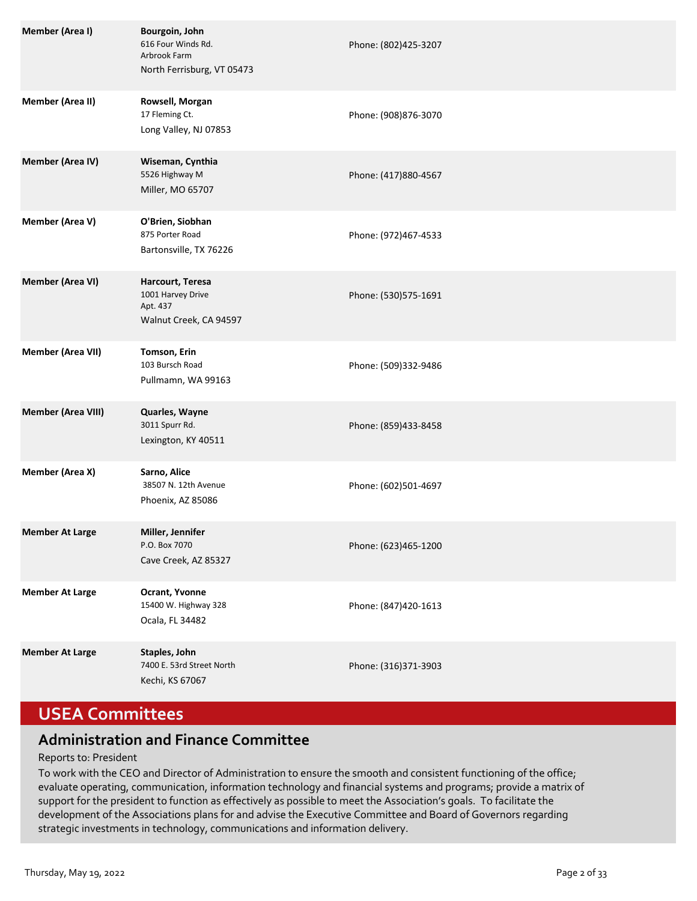| | | |
|---|---|---|
| **Member (Area I)** | **Bourgoin, John**<br>616 Four Winds Rd.<br>Arbrook Farm<br>North Ferrisburg, VT 05473 | Phone: (802)425-3207 |
| **Member (Area II)** | **Rowsell, Morgan**<br>17 Fleming Ct.<br>Long Valley, NJ 07853 | Phone: (908)876-3070 |
| **Member (Area IV)** | **Wiseman, Cynthia**<br>5526 Highway M<br>Miller, MO 65707 | Phone: (417)880-4567 |
| **Member (Area V)** | **O'Brien, Siobhan**<br>875 Porter Road<br>Bartonsville, TX 76226 | Phone: (972)467-4533 |
| **Member (Area VI)** | **Harcourt, Teresa**<br>1001 Harvey Drive<br>Apt. 437<br>Walnut Creek, CA 94597 | Phone: (530)575-1691 |
| **Member (Area VII)** | **Tomson, Erin**<br>103 Bursch Road<br>Pullmamn, WA 99163 | Phone: (509)332-9486 |
| **Member (Area VIII)** | **Quarles, Wayne**<br>3011 Spurr Rd.<br>Lexington, KY 40511 | Phone: (859)433-8458 |
| **Member (Area X)** | **Sarno, Alice**<br>38507 N. 12th Avenue<br>Phoenix, AZ 85086 | Phone: (602)501-4697 |
| **Member At Large** | **Miller, Jennifer**<br>P.O. Box 7070<br>Cave Creek, AZ 85327 | Phone: (623)465-1200 |
| **Member At Large** | **Ocrant, Yvonne**<br>15400 W. Highway 328<br>Ocala, FL 34482 | Phone: (847)420-1613 |
| **Member At Large** | **Staples, John**<br>7400 E. 53rd Street North<br>Kechi, KS 67067 | Phone: (316)371-3903 |

# USEA Committees

## Administration and Finance Committee

Reports to: President

To work with the CEO and Director of Administration to ensure the smooth and consistent functioning of the office; evaluate operating, communication, information technology and financial systems and programs; provide a matrix of support for the president to function as effectively as possible to meet the Association's goals. To facilitate the development of the Associations plans for and advise the Executive Committee and Board of Governors regarding strategic investments in technology, communications and information delivery.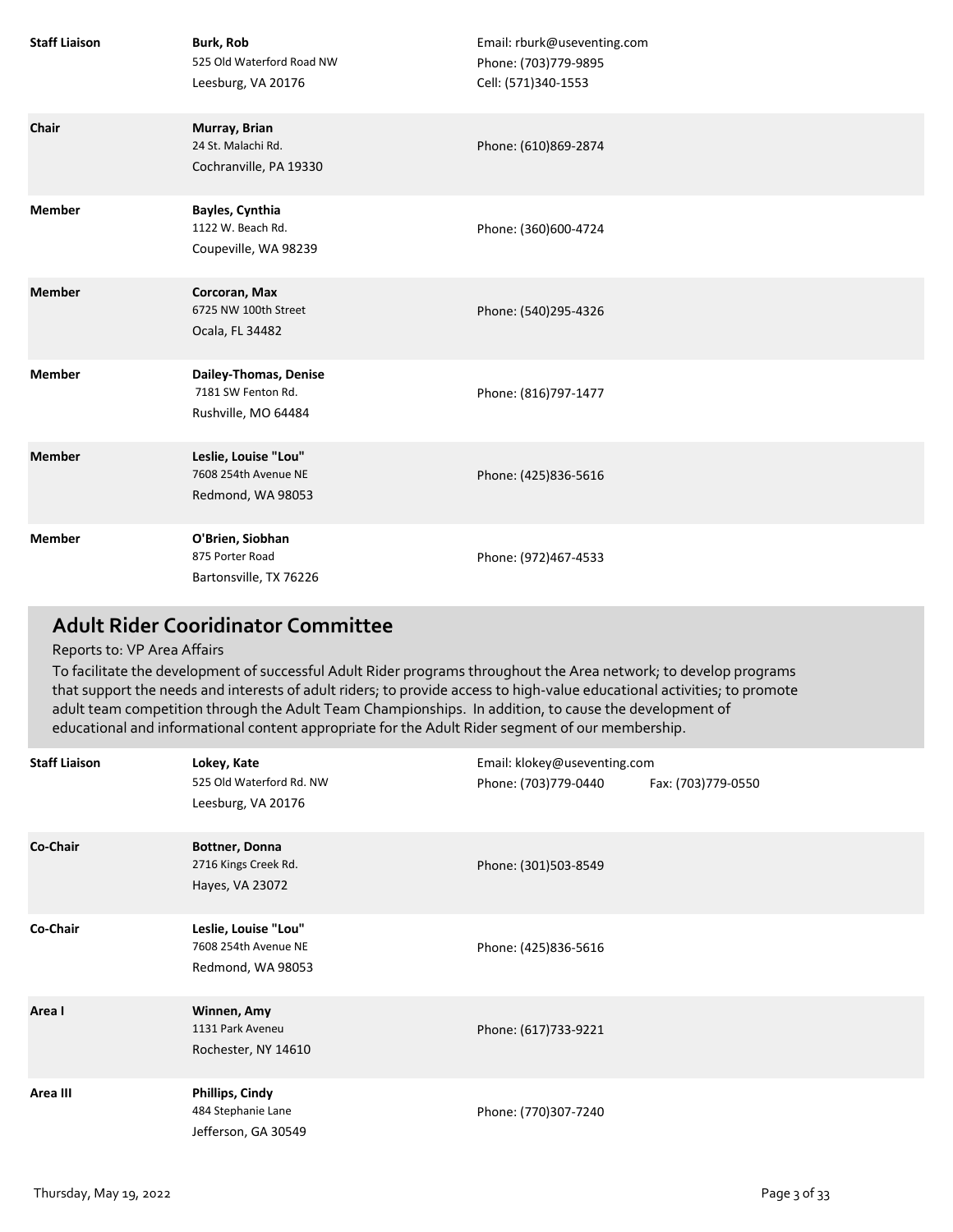| Role | Name / Address | Contact | |
|---|---|---|---|
| **Staff Liaison** | **Burk, Rob**<br>525 Old Waterford Road NW<br>Leesburg, VA 20176 | Email: rburk@useventing.com<br>Phone: (703)779-9895<br>Cell: (571)340-1553 | |
| **Chair** | **Murray, Brian**<br>24 St. Malachi Rd.<br>Cochranville, PA 19330 | Phone: (610)869-2874 | |
| **Member** | **Bayles, Cynthia**<br>1122 W. Beach Rd.<br>Coupeville, WA 98239 | Phone: (360)600-4724 | |
| **Member** | **Corcoran, Max**<br>6725 NW 100th Street<br>Ocala, FL 34482 | Phone: (540)295-4326 | |
| **Member** | **Dailey-Thomas, Denise**<br>7181 SW Fenton Rd.<br>Rushville, MO 64484 | Phone: (816)797-1477 | |
| **Member** | **Leslie, Louise "Lou"**<br>7608 254th Avenue NE<br>Redmond, WA 98053 | Phone: (425)836-5616 | |
| **Member** | **O'Brien, Siobhan**<br>875 Porter Road<br>Bartonsville, TX 76226 | Phone: (972)467-4533 | |

## Adult Rider Cooridinator Committee

Reports to: VP Area Affairs

To facilitate the development of successful Adult Rider programs throughout the Area network; to develop programs that support the needs and interests of adult riders; to provide access to high-value educational activities; to promote adult team competition through the Adult Team Championships. In addition, to cause the development of educational and informational content appropriate for the Adult Rider segment of our membership.

| Role | Name / Address | Contact | |
|---|---|---|---|
| **Staff Liaison** | **Lokey, Kate**<br>525 Old Waterford Rd. NW<br>Leesburg, VA 20176 | Email: klokey@useventing.com<br>Phone: (703)779-0440 | Fax: (703)779-0550 |
| **Co-Chair** | **Bottner, Donna**<br>2716 Kings Creek Rd.<br>Hayes, VA 23072 | Phone: (301)503-8549 | |
| **Co-Chair** | **Leslie, Louise "Lou"**<br>7608 254th Avenue NE<br>Redmond, WA 98053 | Phone: (425)836-5616 | |
| **Area I** | **Winnen, Amy**<br>1131 Park Aveneu<br>Rochester, NY 14610 | Phone: (617)733-9221 | |
| **Area III** | **Phillips, Cindy**<br>484 Stephanie Lane<br>Jefferson, GA 30549 | Phone: (770)307-7240 | |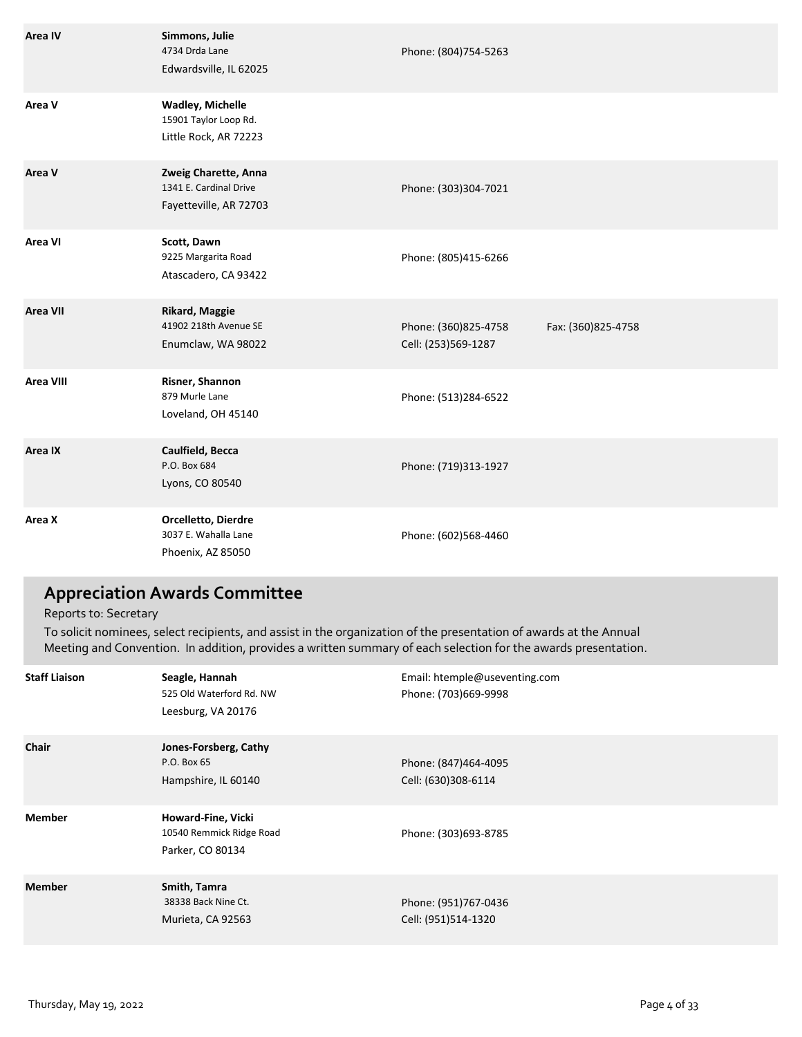| | | | |
|---|---|---|---|
| **Area IV** | **Simmons, Julie**<br>4734 Drda Lane<br>Edwardsville, IL 62025 | Phone: (804)754-5263 | |
| **Area V** | **Wadley, Michelle**<br>15901 Taylor Loop Rd.<br>Little Rock, AR 72223 | | |
| **Area V** | **Zweig Charette, Anna**<br>1341 E. Cardinal Drive<br>Fayetteville, AR 72703 | Phone: (303)304-7021 | |
| **Area VI** | **Scott, Dawn**<br>9225 Margarita Road<br>Atascadero, CA 93422 | Phone: (805)415-6266 | |
| **Area VII** | **Rikard, Maggie**<br>41902 218th Avenue SE<br>Enumclaw, WA 98022 | Phone: (360)825-4758<br>Cell: (253)569-1287 | Fax: (360)825-4758 |
| **Area VIII** | **Risner, Shannon**<br>879 Murle Lane<br>Loveland, OH 45140 | Phone: (513)284-6522 | |
| **Area IX** | **Caulfield, Becca**<br>P.O. Box 684<br>Lyons, CO 80540 | Phone: (719)313-1927 | |
| **Area X** | **Orcelletto, Dierdre**<br>3037 E. Wahalla Lane<br>Phoenix, AZ 85050 | Phone: (602)568-4460 | |

## Appreciation Awards Committee

Reports to: Secretary

To solicit nominees, select recipients, and assist in the organization of the presentation of awards at the Annual Meeting and Convention. In addition, provides a written summary of each selection for the awards presentation.

| | | |
|---|---|---|
| **Staff Liaison** | **Seagle, Hannah**<br>525 Old Waterford Rd. NW<br>Leesburg, VA 20176 | Email: htemple@useventing.com<br>Phone: (703)669-9998 |
| **Chair** | **Jones-Forsberg, Cathy**<br>P.O. Box 65<br>Hampshire, IL 60140 | Phone: (847)464-4095<br>Cell: (630)308-6114 |
| **Member** | **Howard-Fine, Vicki**<br>10540 Remmick Ridge Road<br>Parker, CO 80134 | Phone: (303)693-8785 |
| **Member** | **Smith, Tamra**<br>38338 Back Nine Ct.<br>Murieta, CA 92563 | Phone: (951)767-0436<br>Cell: (951)514-1320 |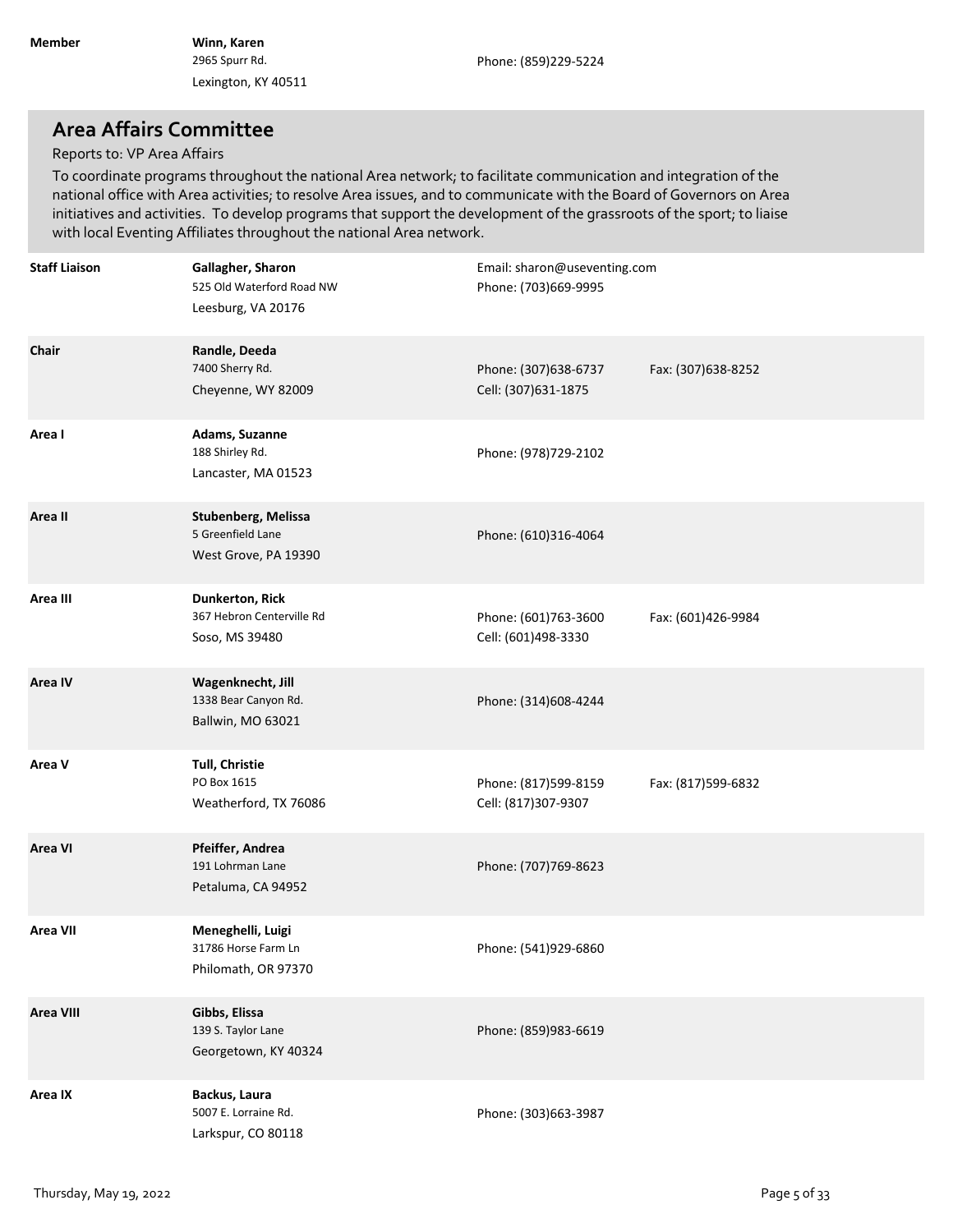**Member** | **Winn, Karen**
2965 Spurr Rd.
Lexington, KY 40511
Phone: (859)229-5224

## Area Affairs Committee

Reports to: VP Area Affairs

To coordinate programs throughout the national Area network; to facilitate communication and integration of the national office with Area activities; to resolve Area issues, and to communicate with the Board of Governors on Area initiatives and activities. To develop programs that support the development of the grassroots of the sport; to liaise with local Eventing Affiliates throughout the national Area network.

| Role | Name / Address | Contact | Fax |
| --- | --- | --- | --- |
| **Staff Liaison** | **Gallagher, Sharon**<br>525 Old Waterford Road NW<br>Leesburg, VA 20176 | Email: sharon@useventing.com<br>Phone: (703)669-9995 | |
| **Chair** | **Randle, Deeda**<br>7400 Sherry Rd.<br>Cheyenne, WY 82009 | Phone: (307)638-6737<br>Cell: (307)631-1875 | Fax: (307)638-8252 |
| **Area I** | **Adams, Suzanne**<br>188 Shirley Rd.<br>Lancaster, MA 01523 | Phone: (978)729-2102 | |
| **Area II** | **Stubenberg, Melissa**<br>5 Greenfield Lane<br>West Grove, PA 19390 | Phone: (610)316-4064 | |
| **Area III** | **Dunkerton, Rick**<br>367 Hebron Centerville Rd<br>Soso, MS 39480 | Phone: (601)763-3600<br>Cell: (601)498-3330 | Fax: (601)426-9984 |
| **Area IV** | **Wagenknecht, Jill**<br>1338 Bear Canyon Rd.<br>Ballwin, MO 63021 | Phone: (314)608-4244 | |
| **Area V** | **Tull, Christie**<br>PO Box 1615<br>Weatherford, TX 76086 | Phone: (817)599-8159<br>Cell: (817)307-9307 | Fax: (817)599-6832 |
| **Area VI** | **Pfeiffer, Andrea**<br>191 Lohrman Lane<br>Petaluma, CA 94952 | Phone: (707)769-8623 | |
| **Area VII** | **Meneghelli, Luigi**<br>31786 Horse Farm Ln<br>Philomath, OR 97370 | Phone: (541)929-6860 | |
| **Area VIII** | **Gibbs, Elissa**<br>139 S. Taylor Lane<br>Georgetown, KY 40324 | Phone: (859)983-6619 | |
| **Area IX** | **Backus, Laura**<br>5007 E. Lorraine Rd.<br>Larkspur, CO 80118 | Phone: (303)663-3987 | |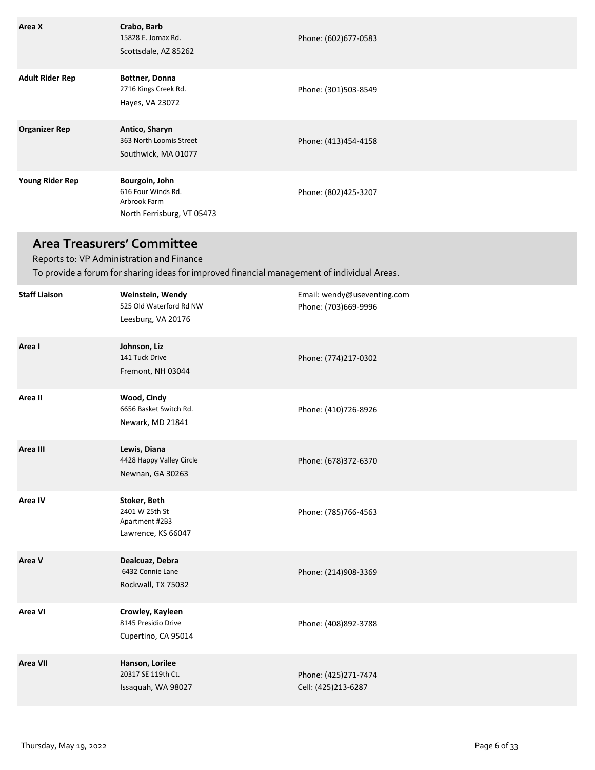| | | |
|---|---|---|
| **Area X** | **Crabo, Barb**<br>15828 E. Jomax Rd.<br>Scottsdale, AZ 85262 | Phone: (602)677-0583 |
| **Adult Rider Rep** | **Bottner, Donna**<br>2716 Kings Creek Rd.<br>Hayes, VA 23072 | Phone: (301)503-8549 |
| **Organizer Rep** | **Antico, Sharyn**<br>363 North Loomis Street<br>Southwick, MA 01077 | Phone: (413)454-4158 |
| **Young Rider Rep** | **Bourgoin, John**<br>616 Four Winds Rd.<br>Arbrook Farm<br>North Ferrisburg, VT 05473 | Phone: (802)425-3207 |

## Area Treasurers' Committee

Reports to: VP Administration and Finance

To provide a forum for sharing ideas for improved financial management of individual Areas.

| | | |
|---|---|---|
| **Staff Liaison** | **Weinstein, Wendy**<br>525 Old Waterford Rd NW<br>Leesburg, VA 20176 | Email: wendy@useventing.com<br>Phone: (703)669-9996 |
| **Area I** | **Johnson, Liz**<br>141 Tuck Drive<br>Fremont, NH 03044 | Phone: (774)217-0302 |
| **Area II** | **Wood, Cindy**<br>6656 Basket Switch Rd.<br>Newark, MD 21841 | Phone: (410)726-8926 |
| **Area III** | **Lewis, Diana**<br>4428 Happy Valley Circle<br>Newnan, GA 30263 | Phone: (678)372-6370 |
| **Area IV** | **Stoker, Beth**<br>2401 W 25th St<br>Apartment #2B3<br>Lawrence, KS 66047 | Phone: (785)766-4563 |
| **Area V** | **Dealcuaz, Debra**<br>6432 Connie Lane<br>Rockwall, TX 75032 | Phone: (214)908-3369 |
| **Area VI** | **Crowley, Kayleen**<br>8145 Presidio Drive<br>Cupertino, CA 95014 | Phone: (408)892-3788 |
| **Area VII** | **Hanson, Lorilee**<br>20317 SE 119th Ct.<br>Issaquah, WA 98027 | Phone: (425)271-7474<br>Cell: (425)213-6287 |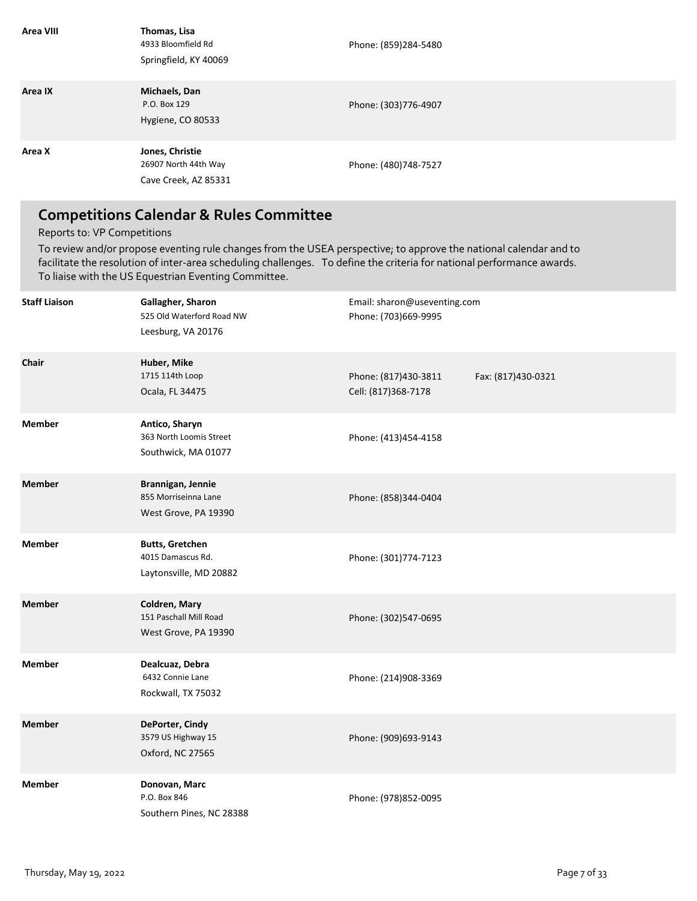| | | | |
|---|---|---|---|
| **Area VIII** | **Thomas, Lisa**<br>4933 Bloomfield Rd<br>Springfield, KY 40069 | Phone: (859)284-5480 | |
| **Area IX** | **Michaels, Dan**<br>P.O. Box 129<br>Hygiene, CO 80533 | Phone: (303)776-4907 | |
| **Area X** | **Jones, Christie**<br>26907 North 44th Way<br>Cave Creek, AZ 85331 | Phone: (480)748-7527 | |

## Competitions Calendar & Rules Committee

Reports to: VP Competitions

To review and/or propose eventing rule changes from the USEA perspective; to approve the national calendar and to facilitate the resolution of inter-area scheduling challenges. To define the criteria for national performance awards. To liaise with the US Equestrian Eventing Committee.

| | | | |
|---|---|---|---|
| **Staff Liaison** | **Gallagher, Sharon**<br>525 Old Waterford Road NW<br>Leesburg, VA 20176 | Email: sharon@useventing.com<br>Phone: (703)669-9995 | |
| **Chair** | **Huber, Mike**<br>1715 114th Loop<br>Ocala, FL 34475 | Phone: (817)430-3811<br>Cell: (817)368-7178 | Fax: (817)430-0321 |
| **Member** | **Antico, Sharyn**<br>363 North Loomis Street<br>Southwick, MA 01077 | Phone: (413)454-4158 | |
| **Member** | **Brannigan, Jennie**<br>855 Morriseinna Lane<br>West Grove, PA 19390 | Phone: (858)344-0404 | |
| **Member** | **Butts, Gretchen**<br>4015 Damascus Rd.<br>Laytonsville, MD 20882 | Phone: (301)774-7123 | |
| **Member** | **Coldren, Mary**<br>151 Paschall Mill Road<br>West Grove, PA 19390 | Phone: (302)547-0695 | |
| **Member** | **Dealcuaz, Debra**<br>6432 Connie Lane<br>Rockwall, TX 75032 | Phone: (214)908-3369 | |
| **Member** | **DePorter, Cindy**<br>3579 US Highway 15<br>Oxford, NC 27565 | Phone: (909)693-9143 | |
| **Member** | **Donovan, Marc**<br>P.O. Box 846<br>Southern Pines, NC 28388 | Phone: (978)852-0095 | |

Thursday, May 19, 2022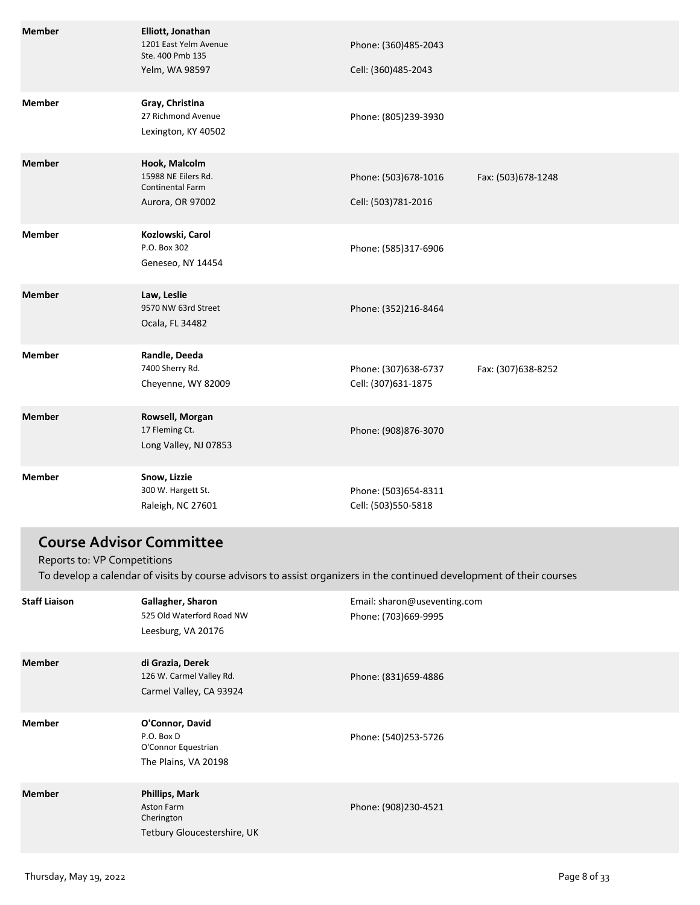| Role | Name / Address | Contact | Fax |
|---|---|---|---|
| **Member** | **Elliott, Jonathan**<br>1201 East Yelm Avenue<br>Ste. 400 Pmb 135<br>Yelm, WA 98597 | Phone: (360)485-2043<br>Cell: (360)485-2043 | |
| **Member** | **Gray, Christina**<br>27 Richmond Avenue<br>Lexington, KY 40502 | Phone: (805)239-3930 | |
| **Member** | **Hook, Malcolm**<br>15988 NE Eilers Rd.<br>Continental Farm<br>Aurora, OR 97002 | Phone: (503)678-1016<br>Cell: (503)781-2016 | Fax: (503)678-1248 |
| **Member** | **Kozlowski, Carol**<br>P.O. Box 302<br>Geneseo, NY 14454 | Phone: (585)317-6906 | |
| **Member** | **Law, Leslie**<br>9570 NW 63rd Street<br>Ocala, FL 34482 | Phone: (352)216-8464 | |
| **Member** | **Randle, Deeda**<br>7400 Sherry Rd.<br>Cheyenne, WY 82009 | Phone: (307)638-6737<br>Cell: (307)631-1875 | Fax: (307)638-8252 |
| **Member** | **Rowsell, Morgan**<br>17 Fleming Ct.<br>Long Valley, NJ 07853 | Phone: (908)876-3070 | |
| **Member** | **Snow, Lizzie**<br>300 W. Hargett St.<br>Raleigh, NC 27601 | Phone: (503)654-8311<br>Cell: (503)550-5818 | |

## Course Advisor Committee

Reports to: VP Competitions

To develop a calendar of visits by course advisors to assist organizers in the continued development of their courses

| Role | Name / Address | Contact |
|---|---|---|
| **Staff Liaison** | **Gallagher, Sharon**<br>525 Old Waterford Road NW<br>Leesburg, VA 20176 | Email: sharon@useventing.com<br>Phone: (703)669-9995 |
| **Member** | **di Grazia, Derek**<br>126 W. Carmel Valley Rd.<br>Carmel Valley, CA 93924 | Phone: (831)659-4886 |
| **Member** | **O'Connor, David**<br>P.O. Box D<br>O'Connor Equestrian<br>The Plains, VA 20198 | Phone: (540)253-5726 |
| **Member** | **Phillips, Mark**<br>Aston Farm<br>Cherington<br>Tetbury Gloucestershire, UK | Phone: (908)230-4521 |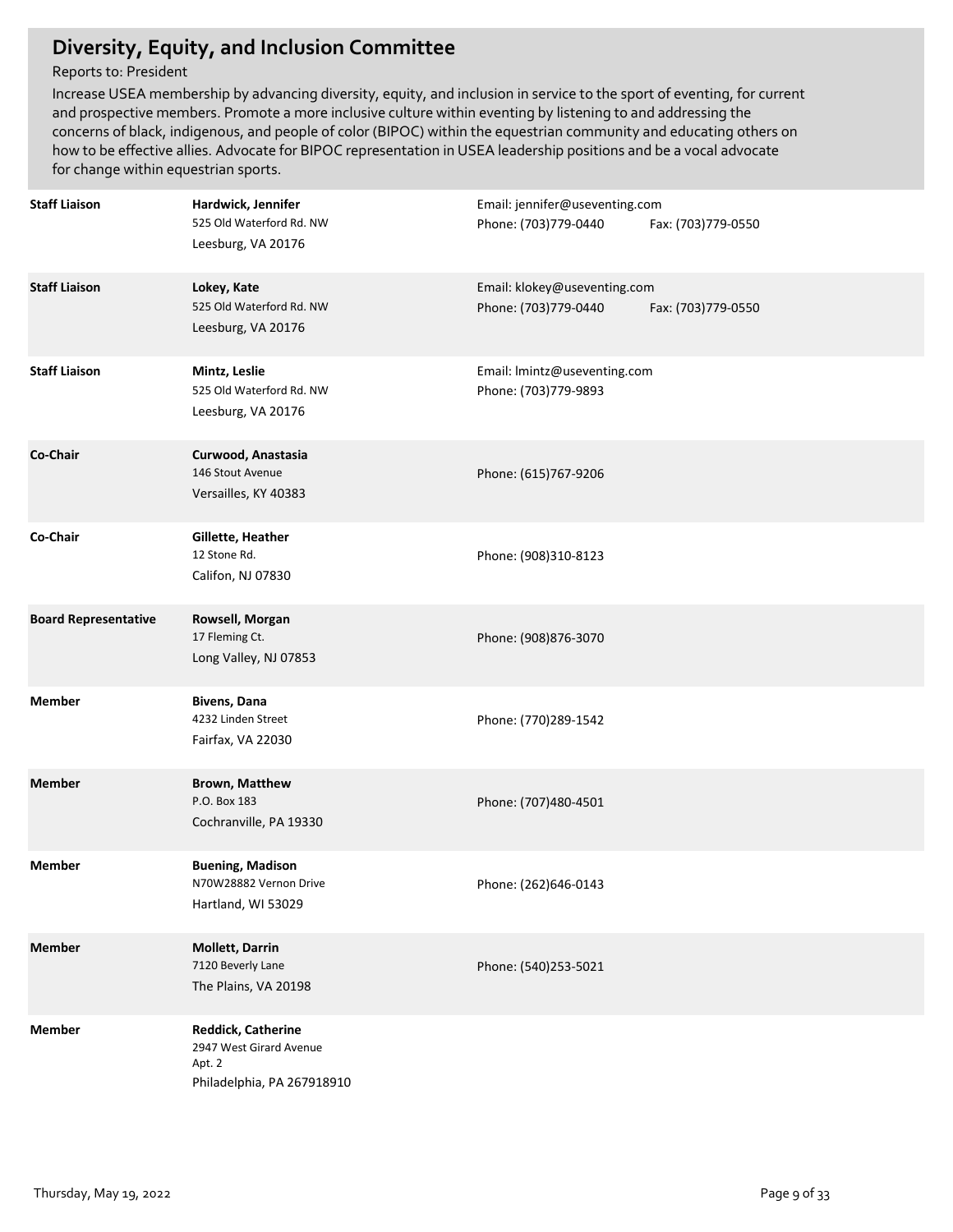## Diversity, Equity, and Inclusion Committee

Reports to: President

Increase USEA membership by advancing diversity, equity, and inclusion in service to the sport of eventing, for current and prospective members. Promote a more inclusive culture within eventing by listening to and addressing the concerns of black, indigenous, and people of color (BIPOC) within the equestrian community and educating others on how to be effective allies. Advocate for BIPOC representation in USEA leadership positions and be a vocal advocate for change within equestrian sports.

| Role | Name / Address | Contact | |
|---|---|---|---|
| **Staff Liaison** | **Hardwick, Jennifer**<br>525 Old Waterford Rd. NW<br>Leesburg, VA 20176 | Email: jennifer@useventing.com<br>Phone: (703)779-0440 | Fax: (703)779-0550 |
| **Staff Liaison** | **Lokey, Kate**<br>525 Old Waterford Rd. NW<br>Leesburg, VA 20176 | Email: klokey@useventing.com<br>Phone: (703)779-0440 | Fax: (703)779-0550 |
| **Staff Liaison** | **Mintz, Leslie**<br>525 Old Waterford Rd. NW<br>Leesburg, VA 20176 | Email: lmintz@useventing.com<br>Phone: (703)779-9893 | |
| **Co-Chair** | **Curwood, Anastasia**<br>146 Stout Avenue<br>Versailles, KY 40383 | Phone: (615)767-9206 | |
| **Co-Chair** | **Gillette, Heather**<br>12 Stone Rd.<br>Califon, NJ 07830 | Phone: (908)310-8123 | |
| **Board Representative** | **Rowsell, Morgan**<br>17 Fleming Ct.<br>Long Valley, NJ 07853 | Phone: (908)876-3070 | |
| **Member** | **Bivens, Dana**<br>4232 Linden Street<br>Fairfax, VA 22030 | Phone: (770)289-1542 | |
| **Member** | **Brown, Matthew**<br>P.O. Box 183<br>Cochranville, PA 19330 | Phone: (707)480-4501 | |
| **Member** | **Buening, Madison**<br>N70W28882 Vernon Drive<br>Hartland, WI 53029 | Phone: (262)646-0143 | |
| **Member** | **Mollett, Darrin**<br>7120 Beverly Lane<br>The Plains, VA 20198 | Phone: (540)253-5021 | |
| **Member** | **Reddick, Catherine**<br>2947 West Girard Avenue<br>Apt. 2<br>Philadelphia, PA 267918910 | | |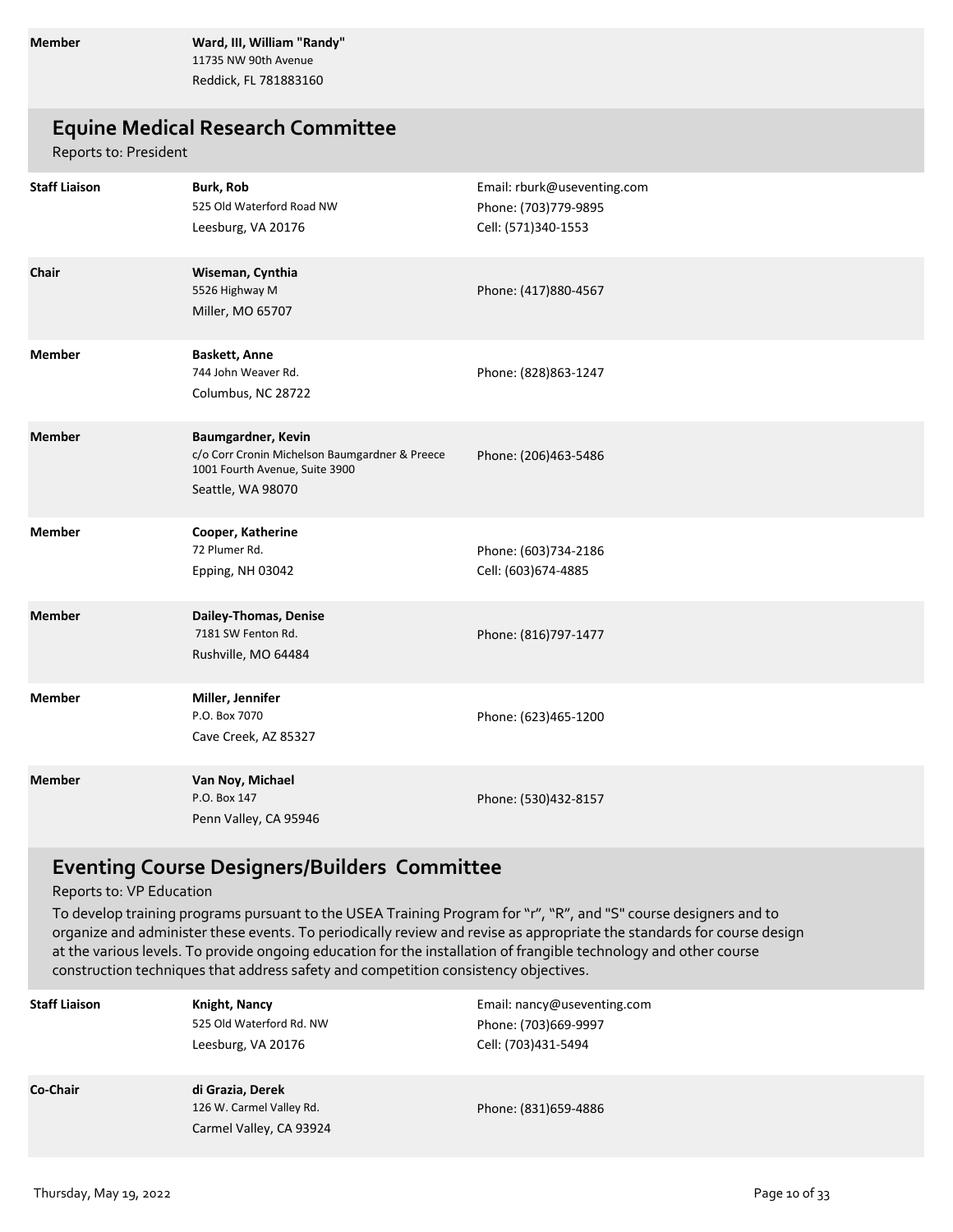| | | |
|---|---|---|
| **Member** | **Ward, III, William "Randy"**<br>11735 NW 90th Avenue<br>Reddick, FL 781883160 | |

## Equine Medical Research Committee

Reports to: President

| | | |
|---|---|---|
| **Staff Liaison** | **Burk, Rob**<br>525 Old Waterford Road NW<br>Leesburg, VA 20176 | Email: rburk@useventing.com<br>Phone: (703)779-9895<br>Cell: (571)340-1553 |
| **Chair** | **Wiseman, Cynthia**<br>5526 Highway M<br>Miller, MO 65707 | Phone: (417)880-4567 |
| **Member** | **Baskett, Anne**<br>744 John Weaver Rd.<br>Columbus, NC 28722 | Phone: (828)863-1247 |
| **Member** | **Baumgardner, Kevin**<br>c/o Corr Cronin Michelson Baumgardner & Preece<br>1001 Fourth Avenue, Suite 3900<br>Seattle, WA 98070 | Phone: (206)463-5486 |
| **Member** | **Cooper, Katherine**<br>72 Plumer Rd.<br>Epping, NH 03042 | Phone: (603)734-2186<br>Cell: (603)674-4885 |
| **Member** | **Dailey-Thomas, Denise**<br>7181 SW Fenton Rd.<br>Rushville, MO 64484 | Phone: (816)797-1477 |
| **Member** | **Miller, Jennifer**<br>P.O. Box 7070<br>Cave Creek, AZ 85327 | Phone: (623)465-1200 |
| **Member** | **Van Noy, Michael**<br>P.O. Box 147<br>Penn Valley, CA 95946 | Phone: (530)432-8157 |

## Eventing Course Designers/Builders Committee

Reports to: VP Education

To develop training programs pursuant to the USEA Training Program for "r", "R", and "S" course designers and to organize and administer these events. To periodically review and revise as appropriate the standards for course design at the various levels. To provide ongoing education for the installation of frangible technology and other course construction techniques that address safety and competition consistency objectives.

| | | |
|---|---|---|
| **Staff Liaison** | **Knight, Nancy**<br>525 Old Waterford Rd. NW<br>Leesburg, VA 20176 | Email: nancy@useventing.com<br>Phone: (703)669-9997<br>Cell: (703)431-5494 |
| **Co-Chair** | **di Grazia, Derek**<br>126 W. Carmel Valley Rd.<br>Carmel Valley, CA 93924 | Phone: (831)659-4886 |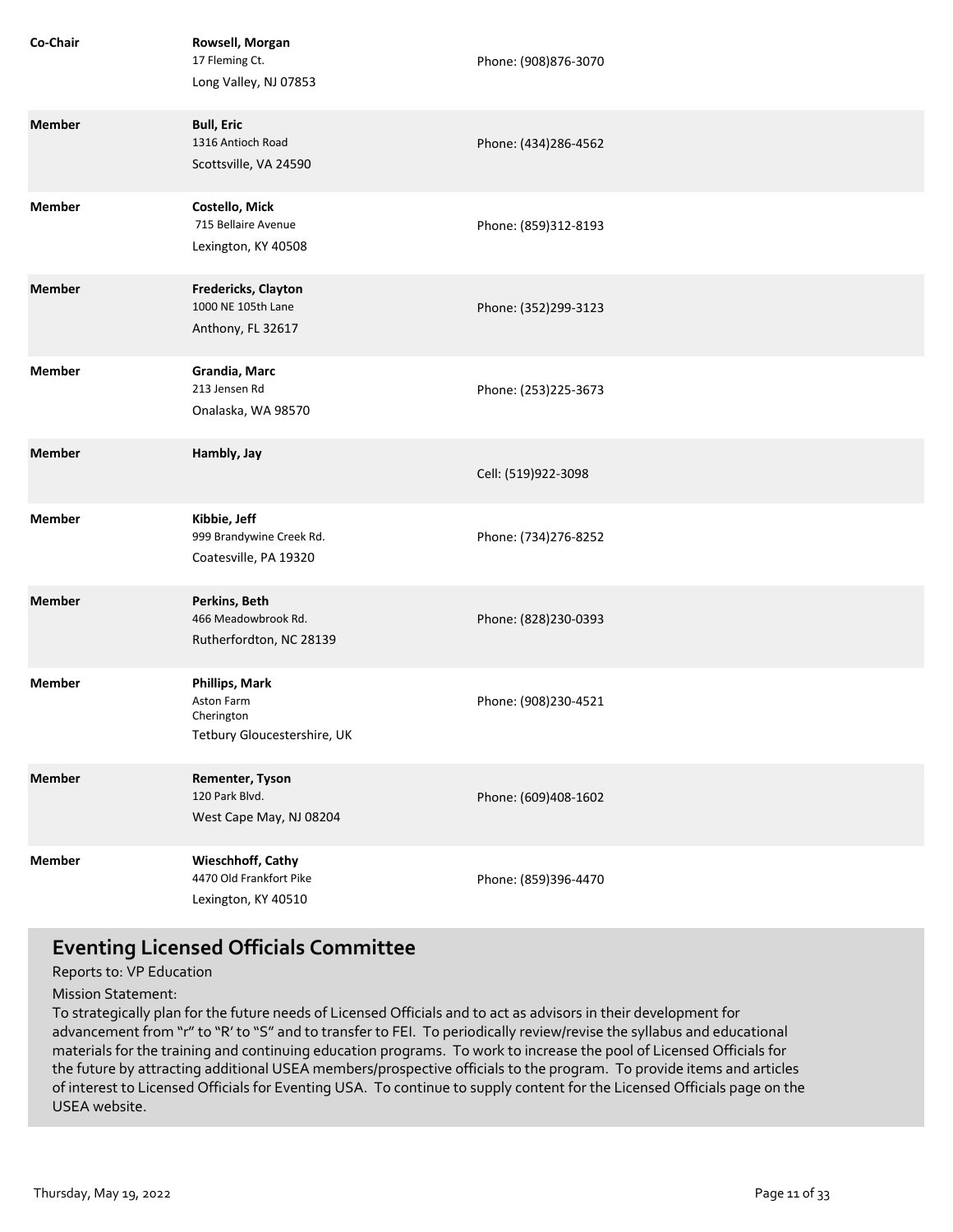| Role | Name / Address | Phone |
|---|---|---|
| **Co-Chair** | **Rowsell, Morgan**<br>17 Fleming Ct.<br>Long Valley, NJ 07853 | Phone: (908)876-3070 |
| **Member** | **Bull, Eric**<br>1316 Antioch Road<br>Scottsville, VA 24590 | Phone: (434)286-4562 |
| **Member** | **Costello, Mick**<br>715 Bellaire Avenue<br>Lexington, KY 40508 | Phone: (859)312-8193 |
| **Member** | **Fredericks, Clayton**<br>1000 NE 105th Lane<br>Anthony, FL 32617 | Phone: (352)299-3123 |
| **Member** | **Grandia, Marc**<br>213 Jensen Rd<br>Onalaska, WA 98570 | Phone: (253)225-3673 |
| **Member** | **Hambly, Jay** | Cell: (519)922-3098 |
| **Member** | **Kibbie, Jeff**<br>999 Brandywine Creek Rd.<br>Coatesville, PA 19320 | Phone: (734)276-8252 |
| **Member** | **Perkins, Beth**<br>466 Meadowbrook Rd.<br>Rutherfordton, NC 28139 | Phone: (828)230-0393 |
| **Member** | **Phillips, Mark**<br>Aston Farm<br>Cherington<br>Tetbury Gloucestershire, UK | Phone: (908)230-4521 |
| **Member** | **Rementer, Tyson**<br>120 Park Blvd.<br>West Cape May, NJ 08204 | Phone: (609)408-1602 |
| **Member** | **Wieschhoff, Cathy**<br>4470 Old Frankfort Pike<br>Lexington, KY 40510 | Phone: (859)396-4470 |

## Eventing Licensed Officials Committee

Reports to: VP Education

Mission Statement:

To strategically plan for the future needs of Licensed Officials and to act as advisors in their development for advancement from "r" to "R' to "S" and to transfer to FEI. To periodically review/revise the syllabus and educational materials for the training and continuing education programs. To work to increase the pool of Licensed Officials for the future by attracting additional USEA members/prospective officials to the program. To provide items and articles of interest to Licensed Officials for Eventing USA. To continue to supply content for the Licensed Officials page on the USEA website.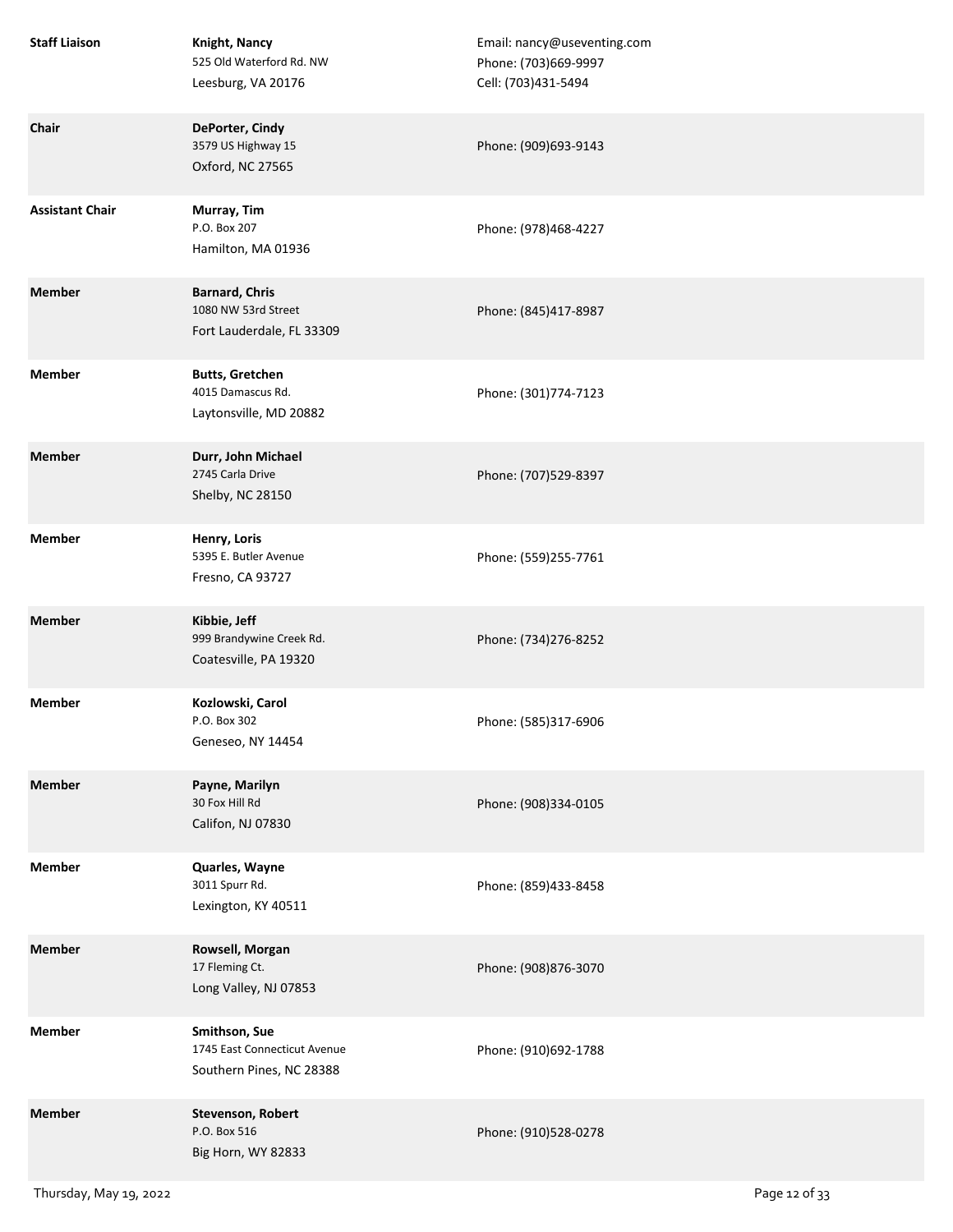| Role | Name / Address | Contact |
| --- | --- | --- |
| **Staff Liaison** | **Knight, Nancy**<br>525 Old Waterford Rd. NW<br>Leesburg, VA 20176 | Email: nancy@useventing.com<br>Phone: (703)669-9997<br>Cell: (703)431-5494 |
| **Chair** | **DePorter, Cindy**<br>3579 US Highway 15<br>Oxford, NC 27565 | Phone: (909)693-9143 |
| **Assistant Chair** | **Murray, Tim**<br>P.O. Box 207<br>Hamilton, MA 01936 | Phone: (978)468-4227 |
| **Member** | **Barnard, Chris**<br>1080 NW 53rd Street<br>Fort Lauderdale, FL 33309 | Phone: (845)417-8987 |
| **Member** | **Butts, Gretchen**<br>4015 Damascus Rd.<br>Laytonsville, MD 20882 | Phone: (301)774-7123 |
| **Member** | **Durr, John Michael**<br>2745 Carla Drive<br>Shelby, NC 28150 | Phone: (707)529-8397 |
| **Member** | **Henry, Loris**<br>5395 E. Butler Avenue<br>Fresno, CA 93727 | Phone: (559)255-7761 |
| **Member** | **Kibbie, Jeff**<br>999 Brandywine Creek Rd.<br>Coatesville, PA 19320 | Phone: (734)276-8252 |
| **Member** | **Kozlowski, Carol**<br>P.O. Box 302<br>Geneseo, NY 14454 | Phone: (585)317-6906 |
| **Member** | **Payne, Marilyn**<br>30 Fox Hill Rd<br>Califon, NJ 07830 | Phone: (908)334-0105 |
| **Member** | **Quarles, Wayne**<br>3011 Spurr Rd.<br>Lexington, KY 40511 | Phone: (859)433-8458 |
| **Member** | **Rowsell, Morgan**<br>17 Fleming Ct.<br>Long Valley, NJ 07853 | Phone: (908)876-3070 |
| **Member** | **Smithson, Sue**<br>1745 East Connecticut Avenue<br>Southern Pines, NC 28388 | Phone: (910)692-1788 |
| **Member** | **Stevenson, Robert**<br>P.O. Box 516<br>Big Horn, WY 82833 | Phone: (910)528-0278 |

Thursday, May 19, 2022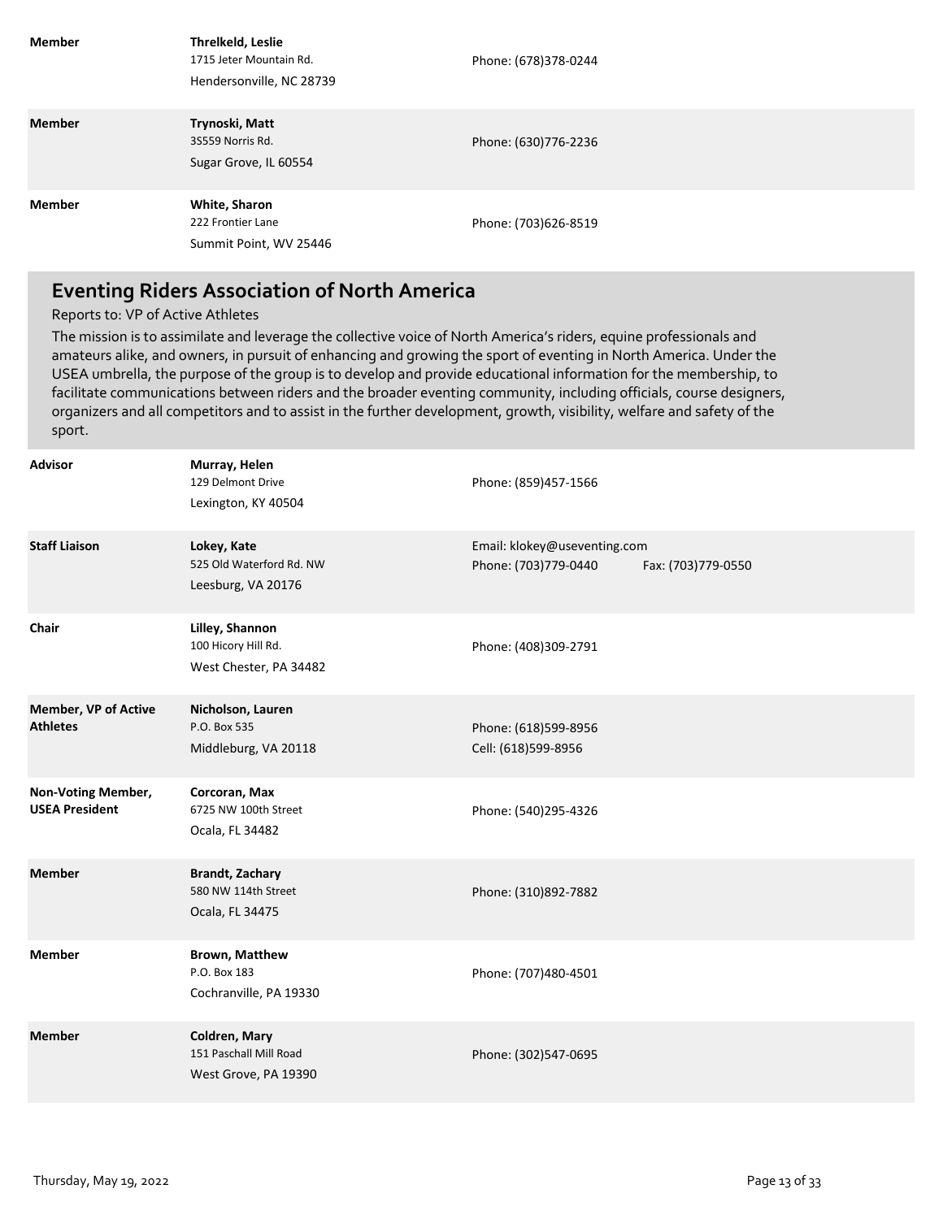| | | |
|---|---|---|
| **Member** | **Threlkeld, Leslie**<br>1715 Jeter Mountain Rd.<br>Hendersonville, NC 28739 | Phone: (678)378-0244 |
| **Member** | **Trynoski, Matt**<br>3S559 Norris Rd.<br>Sugar Grove, IL 60554 | Phone: (630)776-2236 |
| **Member** | **White, Sharon**<br>222 Frontier Lane<br>Summit Point, WV 25446 | Phone: (703)626-8519 |

## Eventing Riders Association of North America

Reports to: VP of Active Athletes

The mission is to assimilate and leverage the collective voice of North America's riders, equine professionals and amateurs alike, and owners, in pursuit of enhancing and growing the sport of eventing in North America. Under the USEA umbrella, the purpose of the group is to develop and provide educational information for the membership, to facilitate communications between riders and the broader eventing community, including officials, course designers, organizers and all competitors and to assist in the further development, growth, visibility, welfare and safety of the sport.

| | | |
|---|---|---|
| **Advisor** | **Murray, Helen**<br>129 Delmont Drive<br>Lexington, KY 40504 | Phone: (859)457-1566 |
| **Staff Liaison** | **Lokey, Kate**<br>525 Old Waterford Rd. NW<br>Leesburg, VA 20176 | Email: klokey@useventing.com<br>Phone: (703)779-0440 Fax: (703)779-0550 |
| **Chair** | **Lilley, Shannon**<br>100 Hicory Hill Rd.<br>West Chester, PA 34482 | Phone: (408)309-2791 |
| **Member, VP of Active Athletes** | **Nicholson, Lauren**<br>P.O. Box 535<br>Middleburg, VA 20118 | Phone: (618)599-8956<br>Cell: (618)599-8956 |
| **Non-Voting Member, USEA President** | **Corcoran, Max**<br>6725 NW 100th Street<br>Ocala, FL 34482 | Phone: (540)295-4326 |
| **Member** | **Brandt, Zachary**<br>580 NW 114th Street<br>Ocala, FL 34475 | Phone: (310)892-7882 |
| **Member** | **Brown, Matthew**<br>P.O. Box 183<br>Cochranville, PA 19330 | Phone: (707)480-4501 |
| **Member** | **Coldren, Mary**<br>151 Paschall Mill Road<br>West Grove, PA 19390 | Phone: (302)547-0695 |

Thursday, May 19, 2022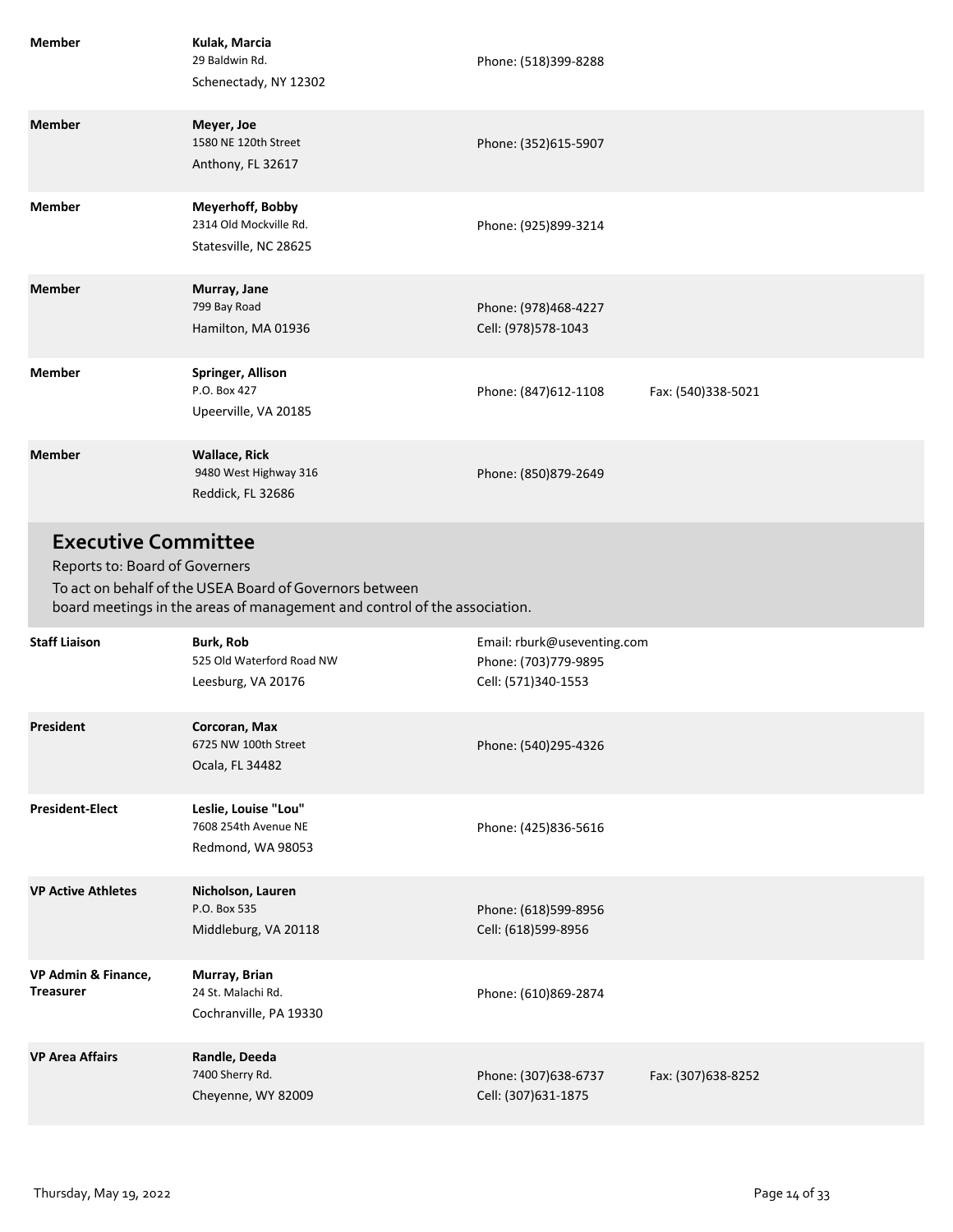| Role | Name / Address | Contact | Fax |
|---|---|---|---|
| **Member** | **Kulak, Marcia**<br>29 Baldwin Rd.<br>Schenectady, NY 12302 | Phone: (518)399-8288 | |
| **Member** | **Meyer, Joe**<br>1580 NE 120th Street<br>Anthony, FL 32617 | Phone: (352)615-5907 | |
| **Member** | **Meyerhoff, Bobby**<br>2314 Old Mockville Rd.<br>Statesville, NC 28625 | Phone: (925)899-3214 | |
| **Member** | **Murray, Jane**<br>799 Bay Road<br>Hamilton, MA 01936 | Phone: (978)468-4227<br>Cell: (978)578-1043 | |
| **Member** | **Springer, Allison**<br>P.O. Box 427<br>Upeerville, VA 20185 | Phone: (847)612-1108 | Fax: (540)338-5021 |
| **Member** | **Wallace, Rick**<br>9480 West Highway 316<br>Reddick, FL 32686 | Phone: (850)879-2649 | |

## Executive Committee

Reports to: Board of Governers

To act on behalf of the USEA Board of Governors between board meetings in the areas of management and control of the association.

| Role | Name / Address | Contact | Fax |
|---|---|---|---|
| **Staff Liaison** | **Burk, Rob**<br>525 Old Waterford Road NW<br>Leesburg, VA 20176 | Email: rburk@useventing.com<br>Phone: (703)779-9895<br>Cell: (571)340-1553 | |
| **President** | **Corcoran, Max**<br>6725 NW 100th Street<br>Ocala, FL 34482 | Phone: (540)295-4326 | |
| **President-Elect** | **Leslie, Louise "Lou"**<br>7608 254th Avenue NE<br>Redmond, WA 98053 | Phone: (425)836-5616 | |
| **VP Active Athletes** | **Nicholson, Lauren**<br>P.O. Box 535<br>Middleburg, VA 20118 | Phone: (618)599-8956<br>Cell: (618)599-8956 | |
| **VP Admin & Finance, Treasurer** | **Murray, Brian**<br>24 St. Malachi Rd.<br>Cochranville, PA 19330 | Phone: (610)869-2874 | |
| **VP Area Affairs** | **Randle, Deeda**<br>7400 Sherry Rd.<br>Cheyenne, WY 82009 | Phone: (307)638-6737<br>Cell: (307)631-1875 | Fax: (307)638-8252 |

Thursday, May 19, 2022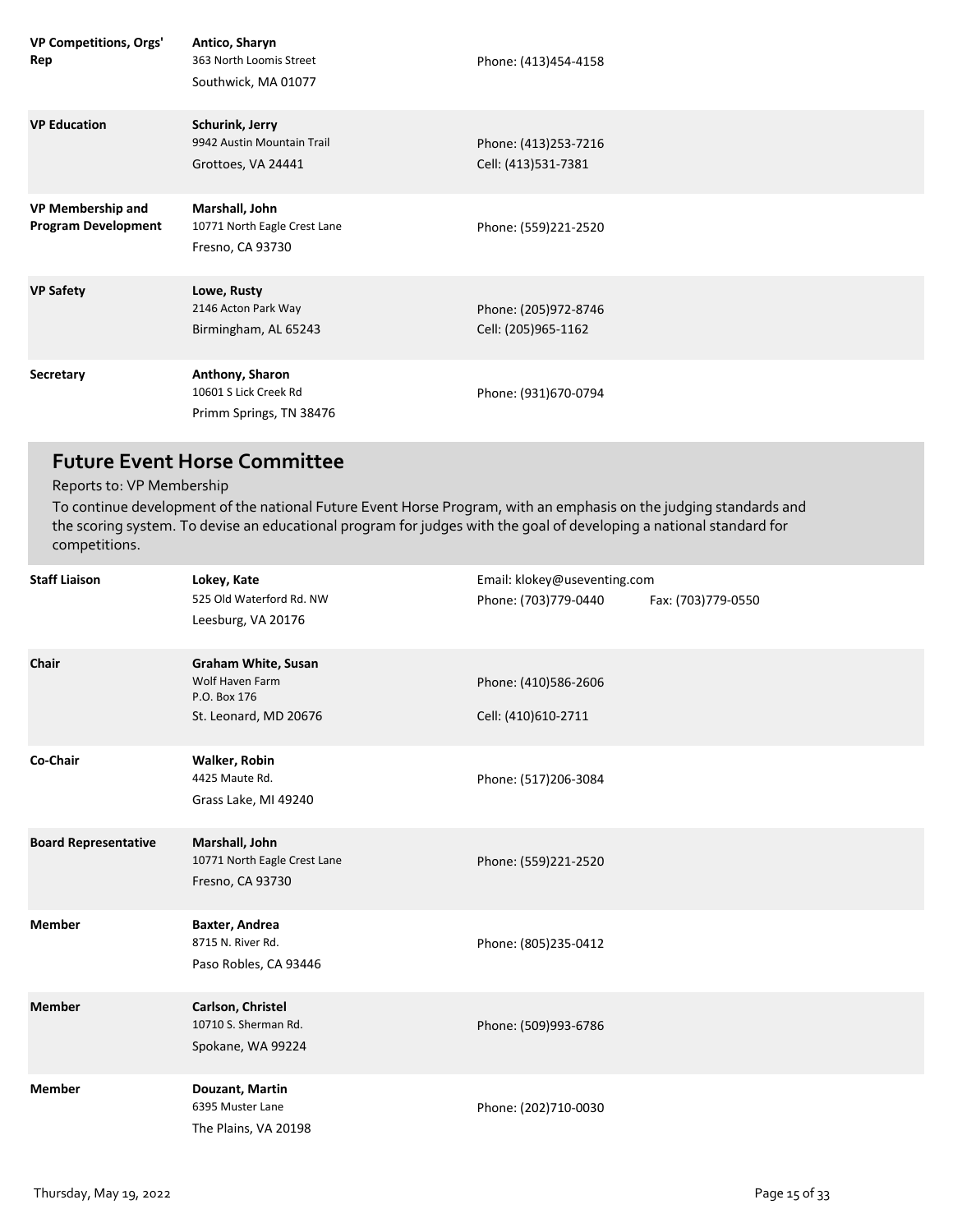| | | |
|---|---|---|
| **VP Competitions, Orgs' Rep** | **Antico, Sharyn**<br>363 North Loomis Street<br>Southwick, MA 01077 | Phone: (413)454-4158 |
| **VP Education** | **Schurink, Jerry**<br>9942 Austin Mountain Trail<br>Grottoes, VA 24441 | Phone: (413)253-7216<br>Cell: (413)531-7381 |
| **VP Membership and Program Development** | **Marshall, John**<br>10771 North Eagle Crest Lane<br>Fresno, CA 93730 | Phone: (559)221-2520 |
| **VP Safety** | **Lowe, Rusty**<br>2146 Acton Park Way<br>Birmingham, AL 65243 | Phone: (205)972-8746<br>Cell: (205)965-1162 |
| **Secretary** | **Anthony, Sharon**<br>10601 S Lick Creek Rd<br>Primm Springs, TN 38476 | Phone: (931)670-0794 |

## Future Event Horse Committee

Reports to: VP Membership

To continue development of the national Future Event Horse Program, with an emphasis on the judging standards and the scoring system. To devise an educational program for judges with the goal of developing a national standard for competitions.

| | | |
|---|---|---|
| **Staff Liaison** | **Lokey, Kate**<br>525 Old Waterford Rd. NW<br>Leesburg, VA 20176 | Email: klokey@useventing.com<br>Phone: (703)779-0440 Fax: (703)779-0550 |
| **Chair** | **Graham White, Susan**<br>Wolf Haven Farm<br>P.O. Box 176<br>St. Leonard, MD 20676 | Phone: (410)586-2606<br>Cell: (410)610-2711 |
| **Co-Chair** | **Walker, Robin**<br>4425 Maute Rd.<br>Grass Lake, MI 49240 | Phone: (517)206-3084 |
| **Board Representative** | **Marshall, John**<br>10771 North Eagle Crest Lane<br>Fresno, CA 93730 | Phone: (559)221-2520 |
| **Member** | **Baxter, Andrea**<br>8715 N. River Rd.<br>Paso Robles, CA 93446 | Phone: (805)235-0412 |
| **Member** | **Carlson, Christel**<br>10710 S. Sherman Rd.<br>Spokane, WA 99224 | Phone: (509)993-6786 |
| **Member** | **Douzant, Martin**<br>6395 Muster Lane<br>The Plains, VA 20198 | Phone: (202)710-0030 |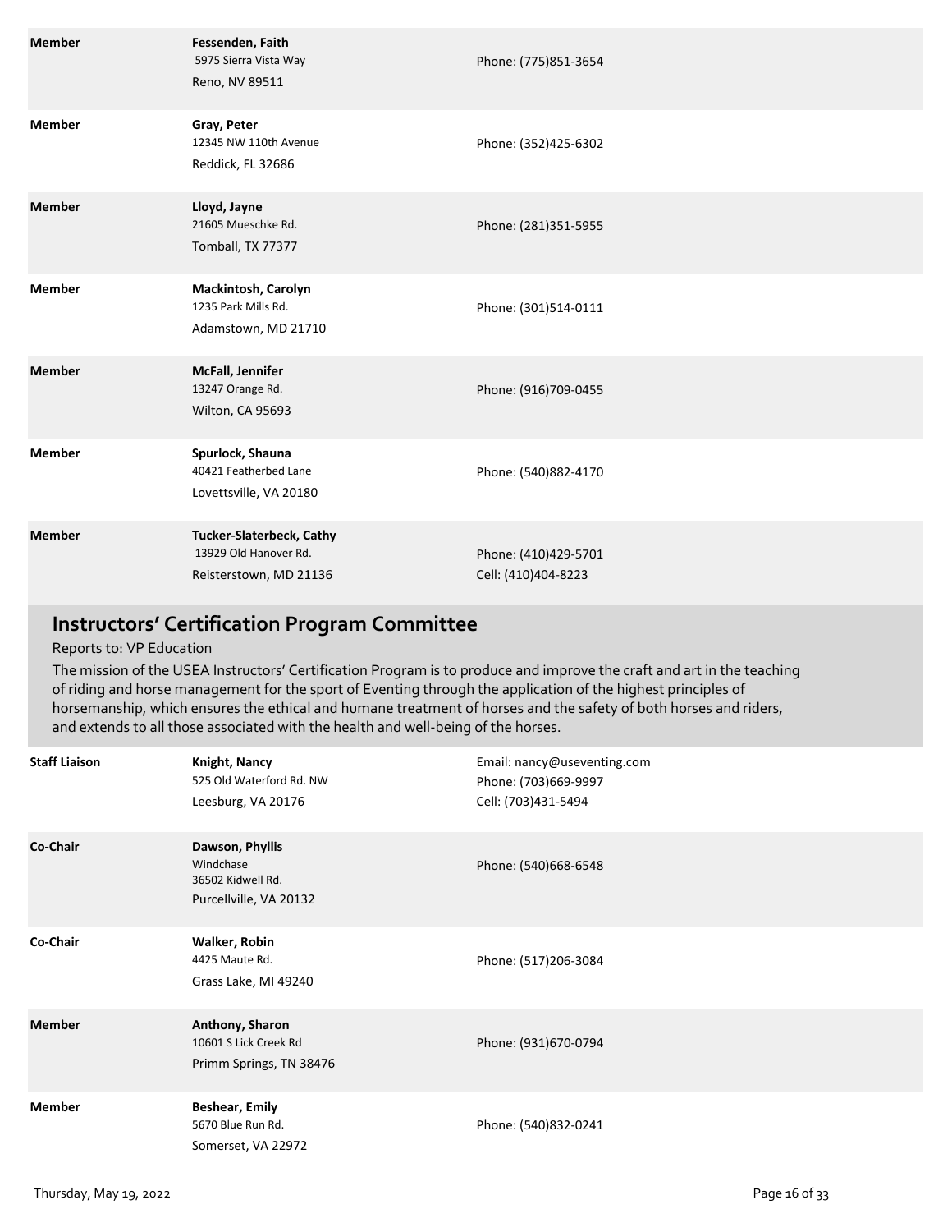| Role | Name / Address | Contact |
|---|---|---|
| **Member** | **Fessenden, Faith**<br>5975 Sierra Vista Way<br>Reno, NV 89511 | Phone: (775)851-3654 |
| **Member** | **Gray, Peter**<br>12345 NW 110th Avenue<br>Reddick, FL 32686 | Phone: (352)425-6302 |
| **Member** | **Lloyd, Jayne**<br>21605 Mueschke Rd.<br>Tomball, TX 77377 | Phone: (281)351-5955 |
| **Member** | **Mackintosh, Carolyn**<br>1235 Park Mills Rd.<br>Adamstown, MD 21710 | Phone: (301)514-0111 |
| **Member** | **McFall, Jennifer**<br>13247 Orange Rd.<br>Wilton, CA 95693 | Phone: (916)709-0455 |
| **Member** | **Spurlock, Shauna**<br>40421 Featherbed Lane<br>Lovettsville, VA 20180 | Phone: (540)882-4170 |
| **Member** | **Tucker-Slaterbeck, Cathy**<br>13929 Old Hanover Rd.<br>Reisterstown, MD 21136 | Phone: (410)429-5701<br>Cell: (410)404-8223 |

## Instructors' Certification Program Committee

Reports to: VP Education

The mission of the USEA Instructors' Certification Program is to produce and improve the craft and art in the teaching of riding and horse management for the sport of Eventing through the application of the highest principles of horsemanship, which ensures the ethical and humane treatment of horses and the safety of both horses and riders, and extends to all those associated with the health and well-being of the horses.

| Role | Name / Address | Contact |
|---|---|---|
| **Staff Liaison** | **Knight, Nancy**<br>525 Old Waterford Rd. NW<br>Leesburg, VA 20176 | Email: nancy@useventing.com<br>Phone: (703)669-9997<br>Cell: (703)431-5494 |
| **Co-Chair** | **Dawson, Phyllis**<br>Windchase<br>36502 Kidwell Rd.<br>Purcellville, VA 20132 | Phone: (540)668-6548 |
| **Co-Chair** | **Walker, Robin**<br>4425 Maute Rd.<br>Grass Lake, MI 49240 | Phone: (517)206-3084 |
| **Member** | **Anthony, Sharon**<br>10601 S Lick Creek Rd<br>Primm Springs, TN 38476 | Phone: (931)670-0794 |
| **Member** | **Beshear, Emily**<br>5670 Blue Run Rd.<br>Somerset, VA 22972 | Phone: (540)832-0241 |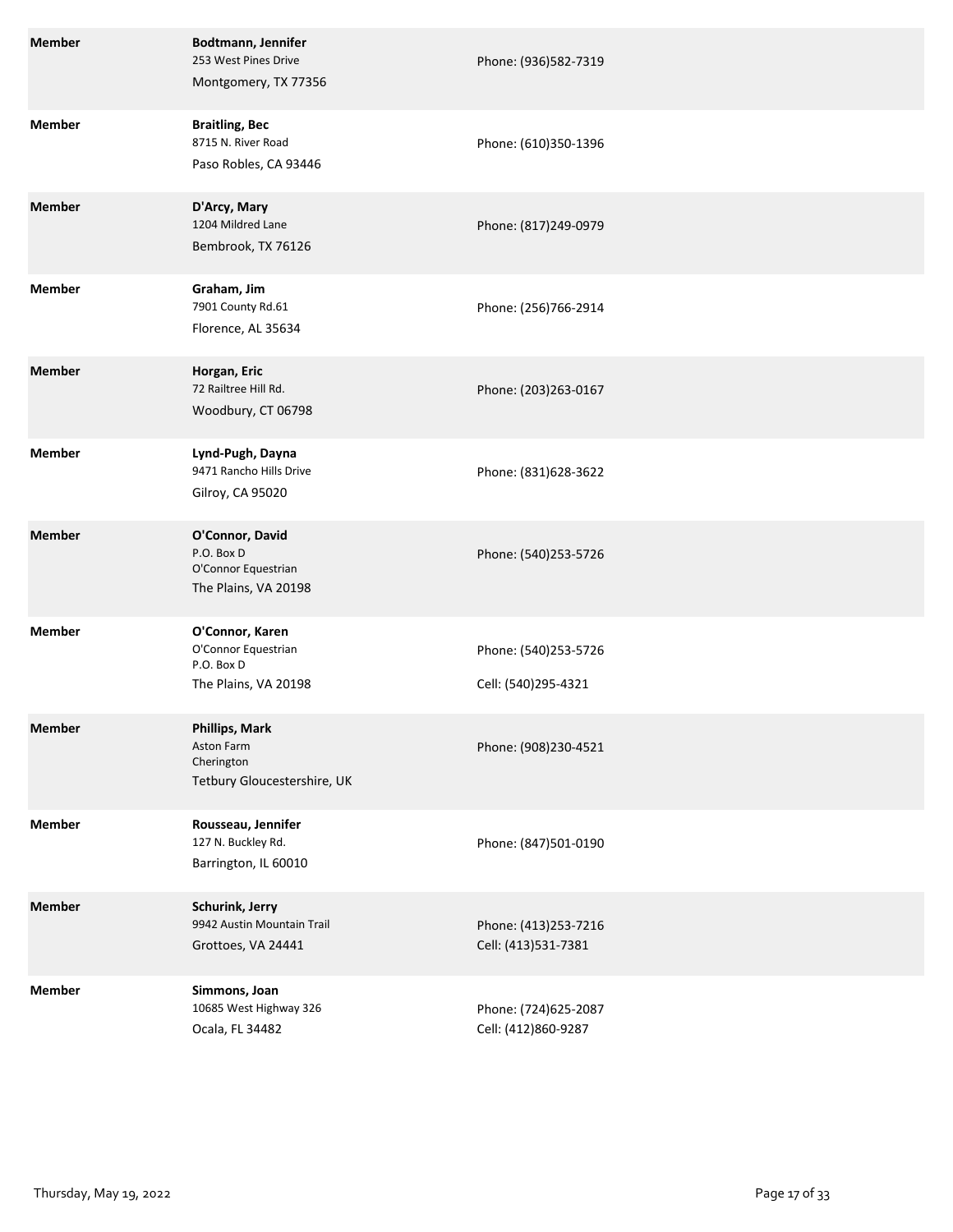| | | |
|---|---|---|
| **Member** | **Bodtmann, Jennifer**<br>253 West Pines Drive<br>Montgomery, TX 77356 | Phone: (936)582-7319 |
| **Member** | **Braitling, Bec**<br>8715 N. River Road<br>Paso Robles, CA 93446 | Phone: (610)350-1396 |
| **Member** | **D'Arcy, Mary**<br>1204 Mildred Lane<br>Bembrook, TX 76126 | Phone: (817)249-0979 |
| **Member** | **Graham, Jim**<br>7901 County Rd.61<br>Florence, AL 35634 | Phone: (256)766-2914 |
| **Member** | **Horgan, Eric**<br>72 Railtree Hill Rd.<br>Woodbury, CT 06798 | Phone: (203)263-0167 |
| **Member** | **Lynd-Pugh, Dayna**<br>9471 Rancho Hills Drive<br>Gilroy, CA 95020 | Phone: (831)628-3622 |
| **Member** | **O'Connor, David**<br>P.O. Box D<br>O'Connor Equestrian<br>The Plains, VA 20198 | Phone: (540)253-5726 |
| **Member** | **O'Connor, Karen**<br>O'Connor Equestrian<br>P.O. Box D<br>The Plains, VA 20198 | Phone: (540)253-5726<br>Cell: (540)295-4321 |
| **Member** | **Phillips, Mark**<br>Aston Farm<br>Cherington<br>Tetbury Gloucestershire, UK | Phone: (908)230-4521 |
| **Member** | **Rousseau, Jennifer**<br>127 N. Buckley Rd.<br>Barrington, IL 60010 | Phone: (847)501-0190 |
| **Member** | **Schurink, Jerry**<br>9942 Austin Mountain Trail<br>Grottoes, VA 24441 | Phone: (413)253-7216<br>Cell: (413)531-7381 |
| **Member** | **Simmons, Joan**<br>10685 West Highway 326<br>Ocala, FL 34482 | Phone: (724)625-2087<br>Cell: (412)860-9287 |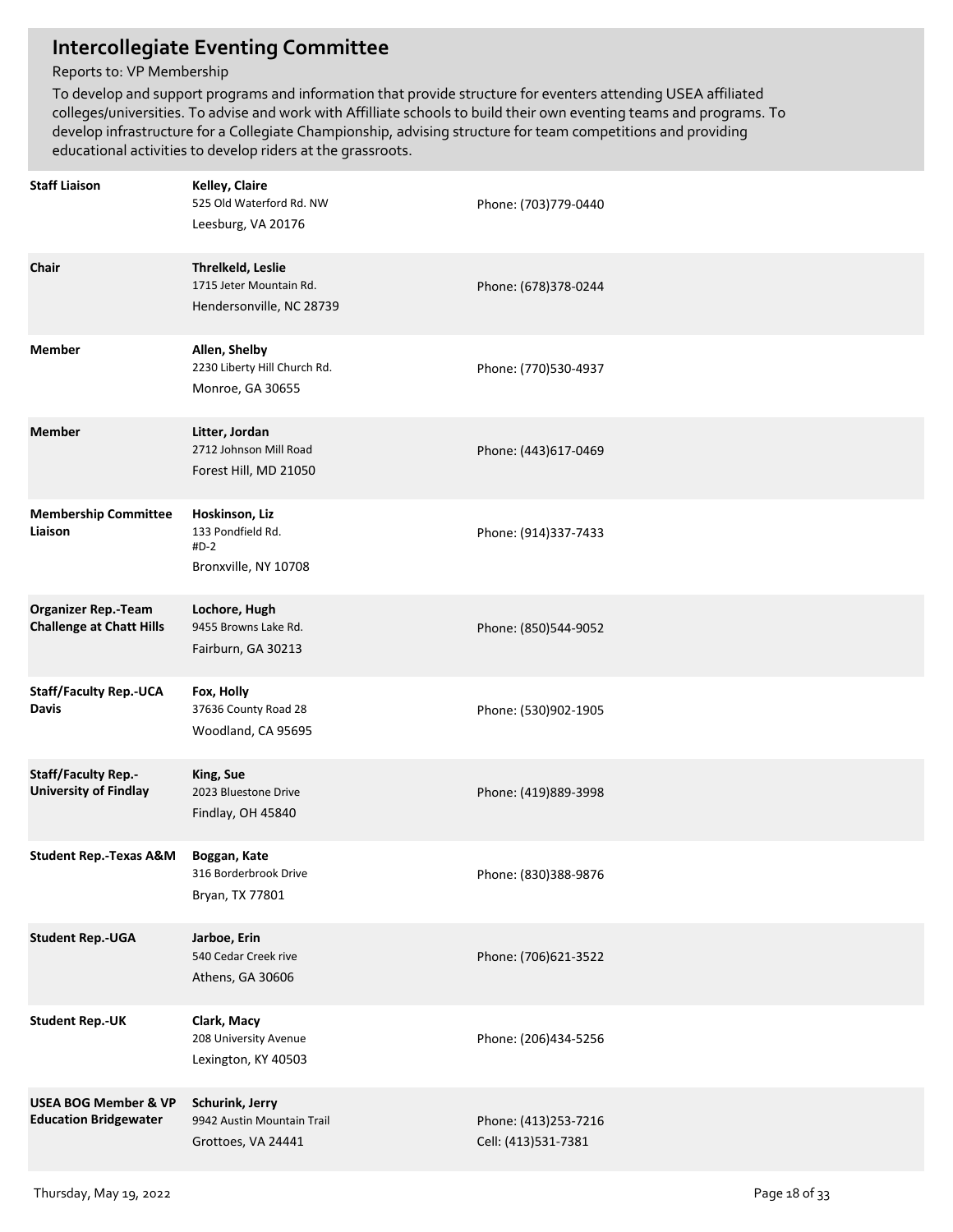## Intercollegiate Eventing Committee

Reports to: VP Membership

To develop and support programs and information that provide structure for eventers attending USEA affiliated colleges/universities. To advise and work with Affilliate schools to build their own eventing teams and programs. To develop infrastructure for a Collegiate Championship, advising structure for team competitions and providing educational activities to develop riders at the grassroots.

| Role | Name / Address | Phone |
|---|---|---|
| **Staff Liaison** | **Kelley, Claire**<br>525 Old Waterford Rd. NW<br>Leesburg, VA 20176 | Phone: (703)779-0440 |
| **Chair** | **Threlkeld, Leslie**<br>1715 Jeter Mountain Rd.<br>Hendersonville, NC 28739 | Phone: (678)378-0244 |
| **Member** | **Allen, Shelby**<br>2230 Liberty Hill Church Rd.<br>Monroe, GA 30655 | Phone: (770)530-4937 |
| **Member** | **Litter, Jordan**<br>2712 Johnson Mill Road<br>Forest Hill, MD 21050 | Phone: (443)617-0469 |
| **Membership Committee Liaison** | **Hoskinson, Liz**<br>133 Pondfield Rd.<br>#D-2<br>Bronxville, NY 10708 | Phone: (914)337-7433 |
| **Organizer Rep.-Team Challenge at Chatt Hills** | **Lochore, Hugh**<br>9455 Browns Lake Rd.<br>Fairburn, GA 30213 | Phone: (850)544-9052 |
| **Staff/Faculty Rep.-UCA Davis** | **Fox, Holly**<br>37636 County Road 28<br>Woodland, CA 95695 | Phone: (530)902-1905 |
| **Staff/Faculty Rep.-University of Findlay** | **King, Sue**<br>2023 Bluestone Drive<br>Findlay, OH 45840 | Phone: (419)889-3998 |
| **Student Rep.-Texas A&M** | **Boggan, Kate**<br>316 Borderbrook Drive<br>Bryan, TX 77801 | Phone: (830)388-9876 |
| **Student Rep.-UGA** | **Jarboe, Erin**<br>540 Cedar Creek rive<br>Athens, GA 30606 | Phone: (706)621-3522 |
| **Student Rep.-UK** | **Clark, Macy**<br>208 University Avenue<br>Lexington, KY 40503 | Phone: (206)434-5256 |
| **USEA BOG Member & VP Education Bridgewater** | **Schurink, Jerry**<br>9942 Austin Mountain Trail<br>Grottoes, VA 24441 | Phone: (413)253-7216<br>Cell: (413)531-7381 |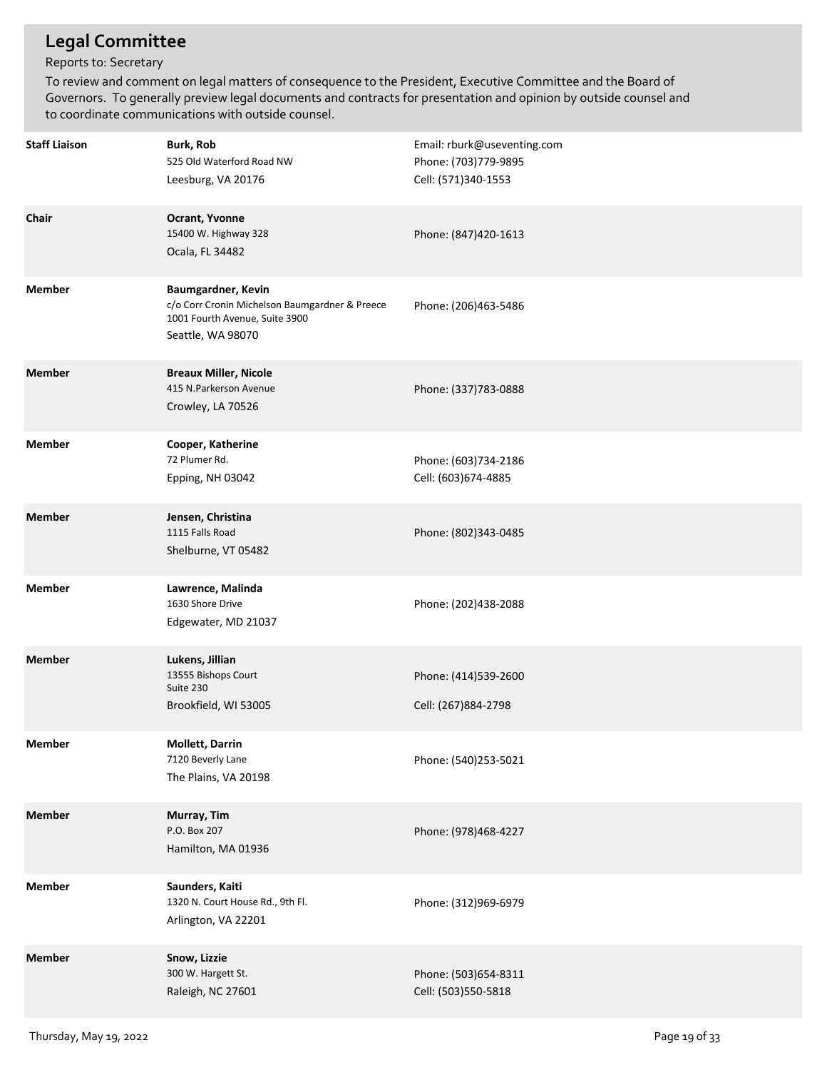## Legal Committee

Reports to: Secretary

To review and comment on legal matters of consequence to the President, Executive Committee and the Board of Governors. To generally preview legal documents and contracts for presentation and opinion by outside counsel and to coordinate communications with outside counsel.

| Role | Name / Address | Contact |
|---|---|---|
| **Staff Liaison** | **Burk, Rob**<br>525 Old Waterford Road NW<br>Leesburg, VA 20176 | Email: rburk@useventing.com<br>Phone: (703)779-9895<br>Cell: (571)340-1553 |
| **Chair** | **Ocrant, Yvonne**<br>15400 W. Highway 328<br>Ocala, FL 34482 | Phone: (847)420-1613 |
| **Member** | **Baumgardner, Kevin**<br>c/o Corr Cronin Michelson Baumgardner & Preece<br>1001 Fourth Avenue, Suite 3900<br>Seattle, WA 98070 | Phone: (206)463-5486 |
| **Member** | **Breaux Miller, Nicole**<br>415 N.Parkerson Avenue<br>Crowley, LA 70526 | Phone: (337)783-0888 |
| **Member** | **Cooper, Katherine**<br>72 Plumer Rd.<br>Epping, NH 03042 | Phone: (603)734-2186<br>Cell: (603)674-4885 |
| **Member** | **Jensen, Christina**<br>1115 Falls Road<br>Shelburne, VT 05482 | Phone: (802)343-0485 |
| **Member** | **Lawrence, Malinda**<br>1630 Shore Drive<br>Edgewater, MD 21037 | Phone: (202)438-2088 |
| **Member** | **Lukens, Jillian**<br>13555 Bishops Court<br>Suite 230<br>Brookfield, WI 53005 | Phone: (414)539-2600<br>Cell: (267)884-2798 |
| **Member** | **Mollett, Darrin**<br>7120 Beverly Lane<br>The Plains, VA 20198 | Phone: (540)253-5021 |
| **Member** | **Murray, Tim**<br>P.O. Box 207<br>Hamilton, MA 01936 | Phone: (978)468-4227 |
| **Member** | **Saunders, Kaiti**<br>1320 N. Court House Rd., 9th Fl.<br>Arlington, VA 22201 | Phone: (312)969-6979 |
| **Member** | **Snow, Lizzie**<br>300 W. Hargett St.<br>Raleigh, NC 27601 | Phone: (503)654-8311<br>Cell: (503)550-5818 |

Thursday, May 19, 2022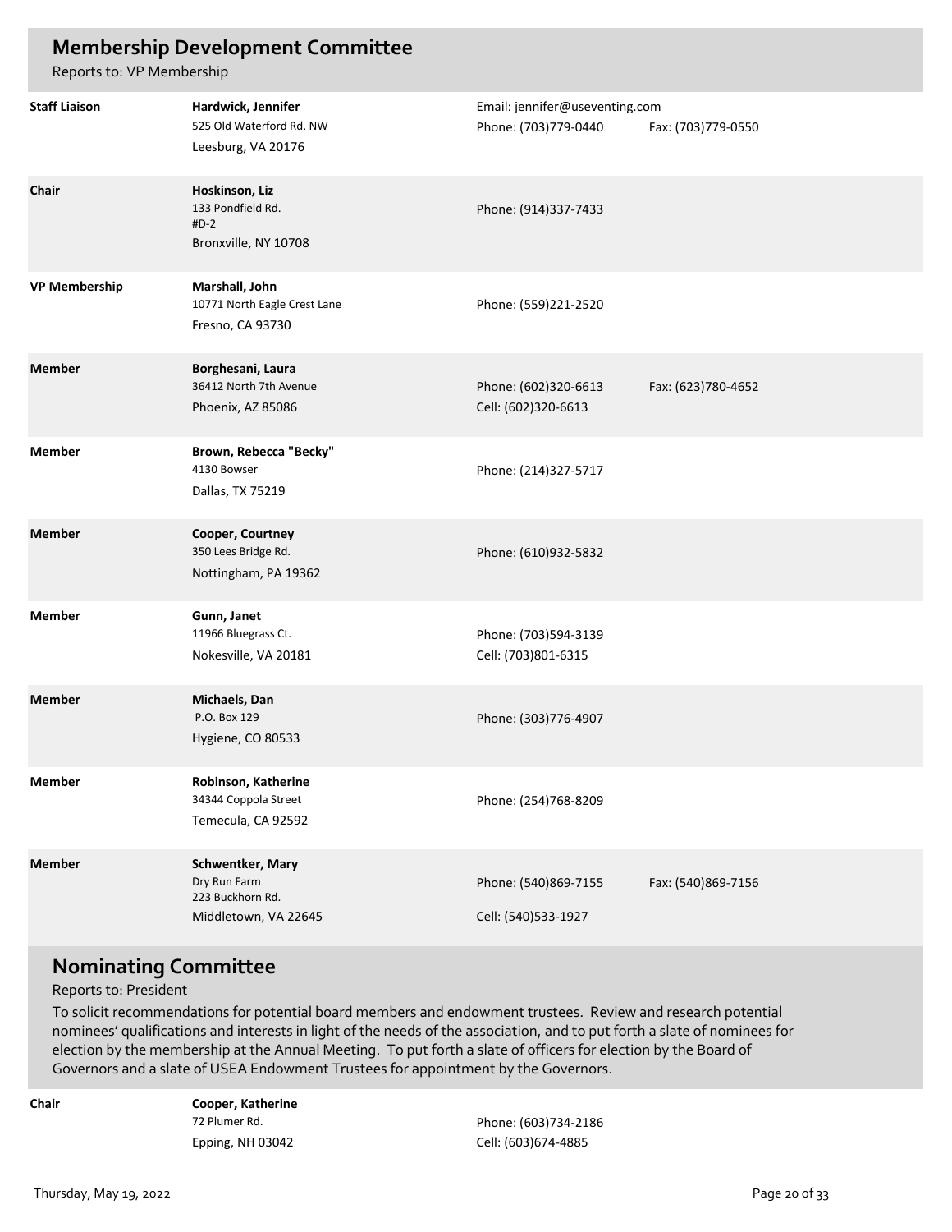## Membership Development Committee

Reports to: VP Membership

| Role | Name / Address | Contact | |
|---|---|---|---|
| **Staff Liaison** | **Hardwick, Jennifer**<br>525 Old Waterford Rd. NW<br>Leesburg, VA 20176 | Email: jennifer@useventing.com<br>Phone: (703)779-0440 | Fax: (703)779-0550 |
| **Chair** | **Hoskinson, Liz**<br>133 Pondfield Rd.<br>#D-2<br>Bronxville, NY 10708 | Phone: (914)337-7433 | |
| **VP Membership** | **Marshall, John**<br>10771 North Eagle Crest Lane<br>Fresno, CA 93730 | Phone: (559)221-2520 | |
| **Member** | **Borghesani, Laura**<br>36412 North 7th Avenue<br>Phoenix, AZ 85086 | Phone: (602)320-6613<br>Cell: (602)320-6613 | Fax: (623)780-4652 |
| **Member** | **Brown, Rebecca "Becky"**<br>4130 Bowser<br>Dallas, TX 75219 | Phone: (214)327-5717 | |
| **Member** | **Cooper, Courtney**<br>350 Lees Bridge Rd.<br>Nottingham, PA 19362 | Phone: (610)932-5832 | |
| **Member** | **Gunn, Janet**<br>11966 Bluegrass Ct.<br>Nokesville, VA 20181 | Phone: (703)594-3139<br>Cell: (703)801-6315 | |
| **Member** | **Michaels, Dan**<br>P.O. Box 129<br>Hygiene, CO 80533 | Phone: (303)776-4907 | |
| **Member** | **Robinson, Katherine**<br>34344 Coppola Street<br>Temecula, CA 92592 | Phone: (254)768-8209 | |
| **Member** | **Schwentker, Mary**<br>Dry Run Farm<br>223 Buckhorn Rd.<br>Middletown, VA 22645 | Phone: (540)869-7155<br>Cell: (540)533-1927 | Fax: (540)869-7156 |

## Nominating Committee

Reports to: President

To solicit recommendations for potential board members and endowment trustees. Review and research potential nominees' qualifications and interests in light of the needs of the association, and to put forth a slate of nominees for election by the membership at the Annual Meeting. To put forth a slate of officers for election by the Board of Governors and a slate of USEA Endowment Trustees for appointment by the Governors.

| Role | Name / Address | Contact |
|---|---|---|
| **Chair** | **Cooper, Katherine**<br>72 Plumer Rd.<br>Epping, NH 03042 | Phone: (603)734-2186<br>Cell: (603)674-4885 |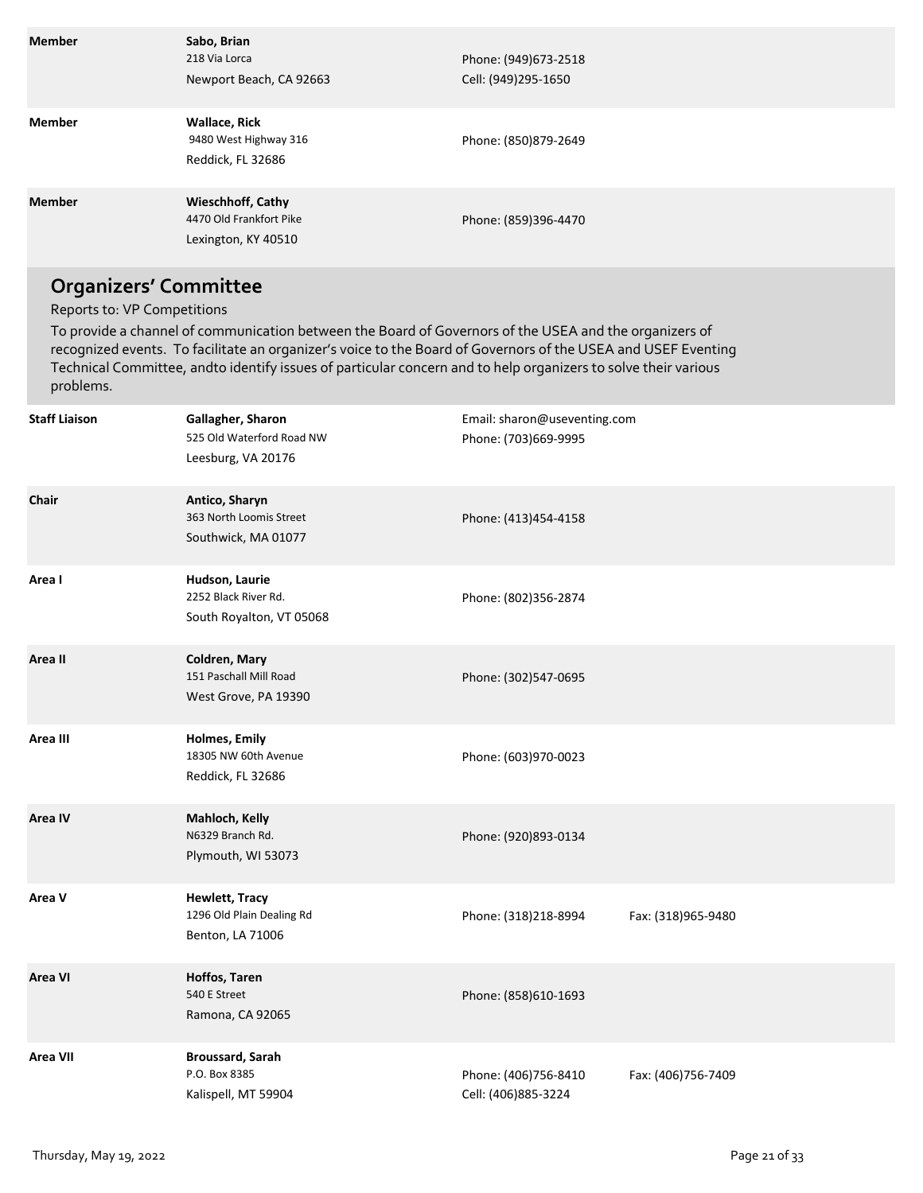| Role | Name / Address | Contact | |
|---|---|---|---|
| Member | **Sabo, Brian**<br>218 Via Lorca<br>Newport Beach, CA 92663 | Phone: (949)673-2518<br>Cell: (949)295-1650 | |
| Member | **Wallace, Rick**<br>9480 West Highway 316<br>Reddick, FL 32686 | Phone: (850)879-2649 | |
| Member | **Wieschhoff, Cathy**<br>4470 Old Frankfort Pike<br>Lexington, KY 40510 | Phone: (859)396-4470 | |

## Organizers' Committee

Reports to: VP Competitions

To provide a channel of communication between the Board of Governors of the USEA and the organizers of recognized events. To facilitate an organizer's voice to the Board of Governors of the USEA and USEF Eventing Technical Committee, andto identify issues of particular concern and to help organizers to solve their various problems.

| Role | Name / Address | Contact | |
|---|---|---|---|
| **Staff Liaison** | **Gallagher, Sharon**<br>525 Old Waterford Road NW<br>Leesburg, VA 20176 | Email: sharon@useventing.com<br>Phone: (703)669-9995 | |
| **Chair** | **Antico, Sharyn**<br>363 North Loomis Street<br>Southwick, MA 01077 | Phone: (413)454-4158 | |
| **Area I** | **Hudson, Laurie**<br>2252 Black River Rd.<br>South Royalton, VT 05068 | Phone: (802)356-2874 | |
| **Area II** | **Coldren, Mary**<br>151 Paschall Mill Road<br>West Grove, PA 19390 | Phone: (302)547-0695 | |
| **Area III** | **Holmes, Emily**<br>18305 NW 60th Avenue<br>Reddick, FL 32686 | Phone: (603)970-0023 | |
| **Area IV** | **Mahloch, Kelly**<br>N6329 Branch Rd.<br>Plymouth, WI 53073 | Phone: (920)893-0134 | |
| **Area V** | **Hewlett, Tracy**<br>1296 Old Plain Dealing Rd<br>Benton, LA 71006 | Phone: (318)218-8994 | Fax: (318)965-9480 |
| **Area VI** | **Hoffos, Taren**<br>540 E Street<br>Ramona, CA 92065 | Phone: (858)610-1693 | |
| **Area VII** | **Broussard, Sarah**<br>P.O. Box 8385<br>Kalispell, MT 59904 | Phone: (406)756-8410<br>Cell: (406)885-3224 | Fax: (406)756-7409 |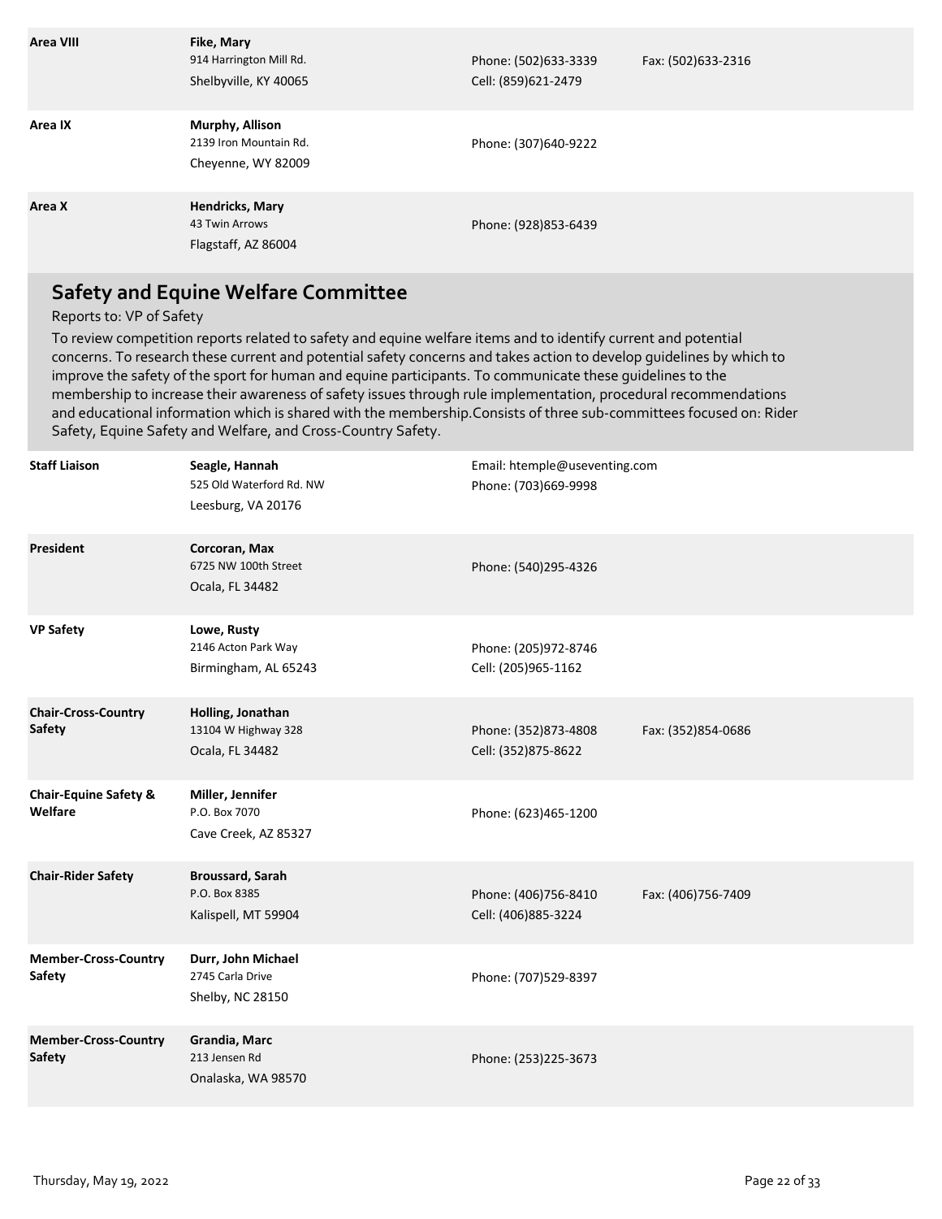| | | | |
|---|---|---|---|
| **Area VIII** | **Fike, Mary**<br>914 Harrington Mill Rd.<br>Shelbyville, KY 40065 | Phone: (502)633-3339<br>Cell: (859)621-2479 | Fax: (502)633-2316 |
| **Area IX** | **Murphy, Allison**<br>2139 Iron Mountain Rd.<br>Cheyenne, WY 82009 | Phone: (307)640-9222 | |
| **Area X** | **Hendricks, Mary**<br>43 Twin Arrows<br>Flagstaff, AZ 86004 | Phone: (928)853-6439 | |

## Safety and Equine Welfare Committee

Reports to: VP of Safety

To review competition reports related to safety and equine welfare items and to identify current and potential concerns. To research these current and potential safety concerns and takes action to develop guidelines by which to improve the safety of the sport for human and equine participants. To communicate these guidelines to the membership to increase their awareness of safety issues through rule implementation, procedural recommendations and educational information which is shared with the membership.Consists of three sub-committees focused on: Rider Safety, Equine Safety and Welfare, and Cross-Country Safety.

| | | | |
|---|---|---|---|
| **Staff Liaison** | **Seagle, Hannah**<br>525 Old Waterford Rd. NW<br>Leesburg, VA 20176 | Email: htemple@useventing.com<br>Phone: (703)669-9998 | |
| **President** | **Corcoran, Max**<br>6725 NW 100th Street<br>Ocala, FL 34482 | Phone: (540)295-4326 | |
| **VP Safety** | **Lowe, Rusty**<br>2146 Acton Park Way<br>Birmingham, AL 65243 | Phone: (205)972-8746<br>Cell: (205)965-1162 | |
| **Chair-Cross-Country Safety** | **Holling, Jonathan**<br>13104 W Highway 328<br>Ocala, FL 34482 | Phone: (352)873-4808<br>Cell: (352)875-8622 | Fax: (352)854-0686 |
| **Chair-Equine Safety & Welfare** | **Miller, Jennifer**<br>P.O. Box 7070<br>Cave Creek, AZ 85327 | Phone: (623)465-1200 | |
| **Chair-Rider Safety** | **Broussard, Sarah**<br>P.O. Box 8385<br>Kalispell, MT 59904 | Phone: (406)756-8410<br>Cell: (406)885-3224 | Fax: (406)756-7409 |
| **Member-Cross-Country Safety** | **Durr, John Michael**<br>2745 Carla Drive<br>Shelby, NC 28150 | Phone: (707)529-8397 | |
| **Member-Cross-Country Safety** | **Grandia, Marc**<br>213 Jensen Rd<br>Onalaska, WA 98570 | Phone: (253)225-3673 | |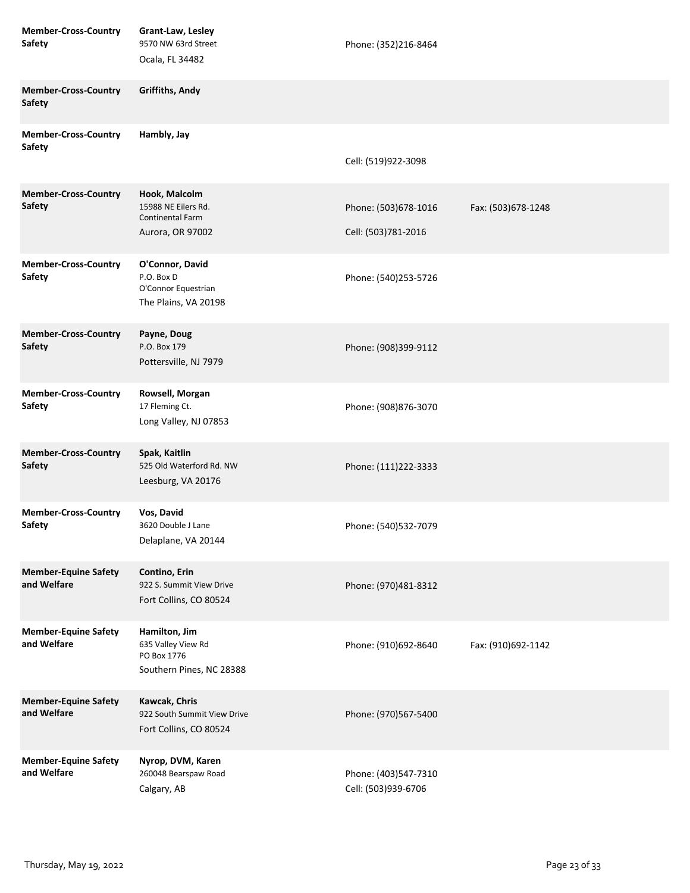| Role | Name / Address | Phone | Fax |
| --- | --- | --- | --- |
| **Member-Cross-Country Safety** | **Grant-Law, Lesley**<br>9570 NW 63rd Street<br>Ocala, FL 34482 | Phone: (352)216-8464 | |
| **Member-Cross-Country Safety** | **Griffiths, Andy** | | |
| **Member-Cross-Country Safety** | **Hambly, Jay** | Cell: (519)922-3098 | |
| **Member-Cross-Country Safety** | **Hook, Malcolm**<br>15988 NE Eilers Rd.<br>Continental Farm<br>Aurora, OR 97002 | Phone: (503)678-1016<br>Cell: (503)781-2016 | Fax: (503)678-1248 |
| **Member-Cross-Country Safety** | **O'Connor, David**<br>P.O. Box D<br>O'Connor Equestrian<br>The Plains, VA 20198 | Phone: (540)253-5726 | |
| **Member-Cross-Country Safety** | **Payne, Doug**<br>P.O. Box 179<br>Pottersville, NJ 7979 | Phone: (908)399-9112 | |
| **Member-Cross-Country Safety** | **Rowsell, Morgan**<br>17 Fleming Ct.<br>Long Valley, NJ 07853 | Phone: (908)876-3070 | |
| **Member-Cross-Country Safety** | **Spak, Kaitlin**<br>525 Old Waterford Rd. NW<br>Leesburg, VA 20176 | Phone: (111)222-3333 | |
| **Member-Cross-Country Safety** | **Vos, David**<br>3620 Double J Lane<br>Delaplane, VA 20144 | Phone: (540)532-7079 | |
| **Member-Equine Safety and Welfare** | **Contino, Erin**<br>922 S. Summit View Drive<br>Fort Collins, CO 80524 | Phone: (970)481-8312 | |
| **Member-Equine Safety and Welfare** | **Hamilton, Jim**<br>635 Valley View Rd<br>PO Box 1776<br>Southern Pines, NC 28388 | Phone: (910)692-8640 | Fax: (910)692-1142 |
| **Member-Equine Safety and Welfare** | **Kawcak, Chris**<br>922 South Summit View Drive<br>Fort Collins, CO 80524 | Phone: (970)567-5400 | |
| **Member-Equine Safety and Welfare** | **Nyrop, DVM, Karen**<br>260048 Bearspaw Road<br>Calgary, AB | Phone: (403)547-7310<br>Cell: (503)939-6706 | |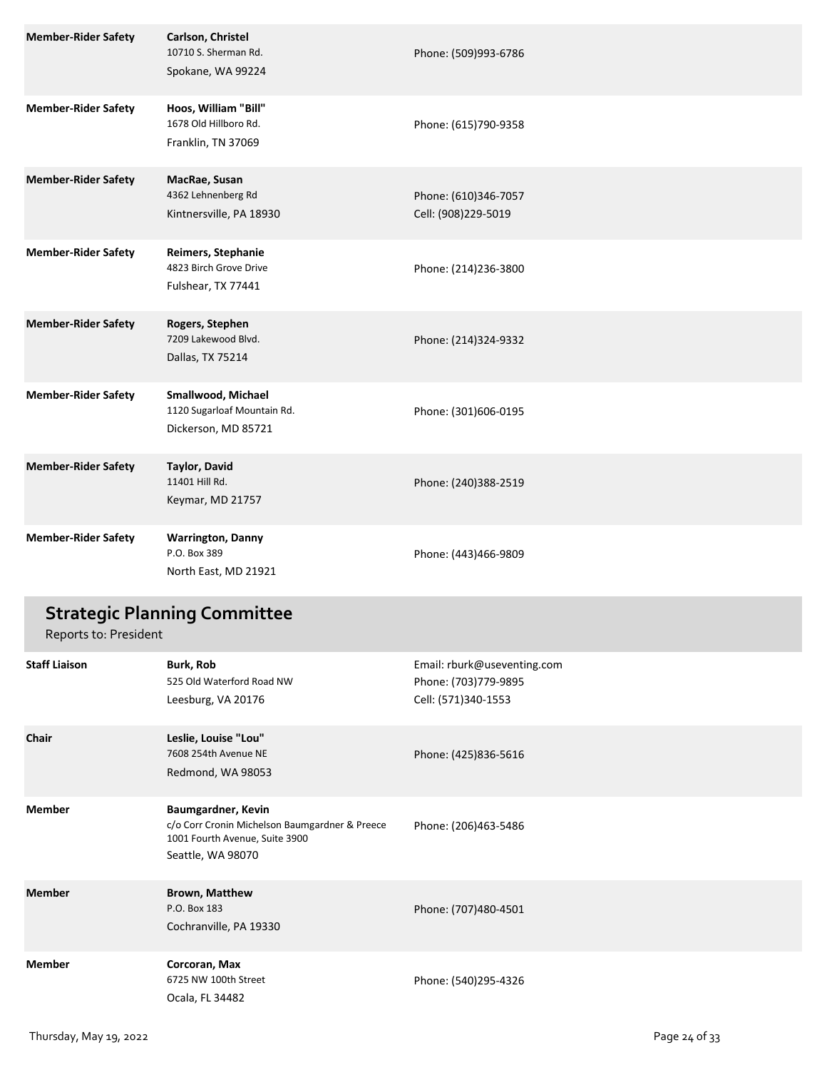| Role | Name / Address | Contact |
| --- | --- | --- |
| **Member-Rider Safety** | **Carlson, Christel**<br>10710 S. Sherman Rd.<br>Spokane, WA 99224 | Phone: (509)993-6786 |
| **Member-Rider Safety** | **Hoos, William "Bill"**<br>1678 Old Hillboro Rd.<br>Franklin, TN 37069 | Phone: (615)790-9358 |
| **Member-Rider Safety** | **MacRae, Susan**<br>4362 Lehnenberg Rd<br>Kintnersville, PA 18930 | Phone: (610)346-7057<br>Cell: (908)229-5019 |
| **Member-Rider Safety** | **Reimers, Stephanie**<br>4823 Birch Grove Drive<br>Fulshear, TX 77441 | Phone: (214)236-3800 |
| **Member-Rider Safety** | **Rogers, Stephen**<br>7209 Lakewood Blvd.<br>Dallas, TX 75214 | Phone: (214)324-9332 |
| **Member-Rider Safety** | **Smallwood, Michael**<br>1120 Sugarloaf Mountain Rd.<br>Dickerson, MD 85721 | Phone: (301)606-0195 |
| **Member-Rider Safety** | **Taylor, David**<br>11401 Hill Rd.<br>Keymar, MD 21757 | Phone: (240)388-2519 |
| **Member-Rider Safety** | **Warrington, Danny**<br>P.O. Box 389<br>North East, MD 21921 | Phone: (443)466-9809 |

## Strategic Planning Committee

Reports to: President

| Role | Name / Address | Contact |
| --- | --- | --- |
| **Staff Liaison** | **Burk, Rob**<br>525 Old Waterford Road NW<br>Leesburg, VA 20176 | Email: rburk@useventing.com<br>Phone: (703)779-9895<br>Cell: (571)340-1553 |
| **Chair** | **Leslie, Louise "Lou"**<br>7608 254th Avenue NE<br>Redmond, WA 98053 | Phone: (425)836-5616 |
| **Member** | **Baumgardner, Kevin**<br>c/o Corr Cronin Michelson Baumgardner & Preece<br>1001 Fourth Avenue, Suite 3900<br>Seattle, WA 98070 | Phone: (206)463-5486 |
| **Member** | **Brown, Matthew**<br>P.O. Box 183<br>Cochranville, PA 19330 | Phone: (707)480-4501 |
| **Member** | **Corcoran, Max**<br>6725 NW 100th Street<br>Ocala, FL 34482 | Phone: (540)295-4326 |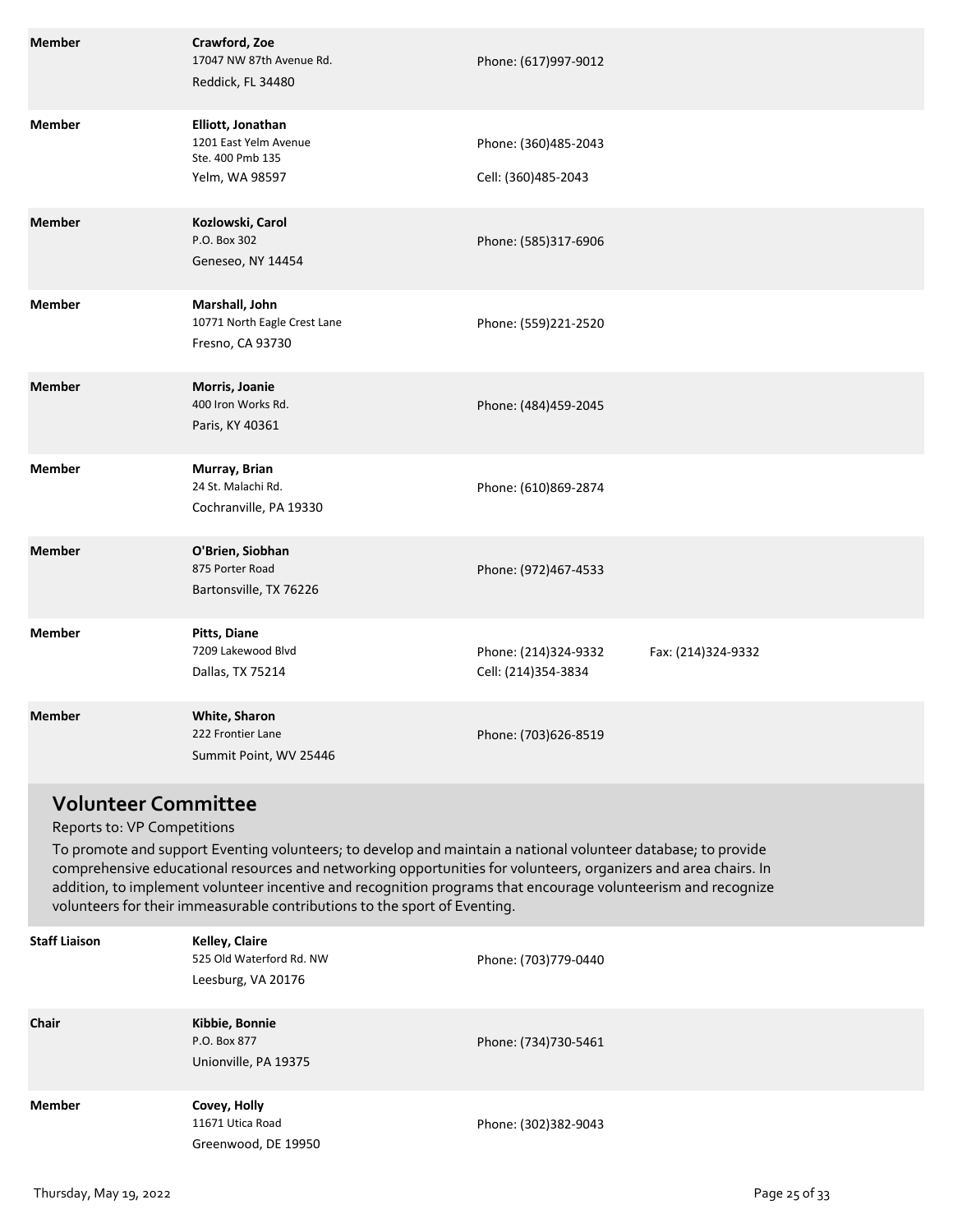| | | | |
|---|---|---|---|
| **Member** | **Crawford, Zoe**<br>17047 NW 87th Avenue Rd.<br>Reddick, FL 34480 | Phone: (617)997-9012 | |
| **Member** | **Elliott, Jonathan**<br>1201 East Yelm Avenue<br>Ste. 400 Pmb 135<br>Yelm, WA 98597 | Phone: (360)485-2043<br>Cell: (360)485-2043 | |
| **Member** | **Kozlowski, Carol**<br>P.O. Box 302<br>Geneseo, NY 14454 | Phone: (585)317-6906 | |
| **Member** | **Marshall, John**<br>10771 North Eagle Crest Lane<br>Fresno, CA 93730 | Phone: (559)221-2520 | |
| **Member** | **Morris, Joanie**<br>400 Iron Works Rd.<br>Paris, KY 40361 | Phone: (484)459-2045 | |
| **Member** | **Murray, Brian**<br>24 St. Malachi Rd.<br>Cochranville, PA 19330 | Phone: (610)869-2874 | |
| **Member** | **O'Brien, Siobhan**<br>875 Porter Road<br>Bartonsville, TX 76226 | Phone: (972)467-4533 | |
| **Member** | **Pitts, Diane**<br>7209 Lakewood Blvd<br>Dallas, TX 75214 | Phone: (214)324-9332<br>Cell: (214)354-3834 | Fax: (214)324-9332 |
| **Member** | **White, Sharon**<br>222 Frontier Lane<br>Summit Point, WV 25446 | Phone: (703)626-8519 | |

## Volunteer Committee

Reports to: VP Competitions

To promote and support Eventing volunteers; to develop and maintain a national volunteer database; to provide comprehensive educational resources and networking opportunities for volunteers, organizers and area chairs. In addition, to implement volunteer incentive and recognition programs that encourage volunteerism and recognize volunteers for their immeasurable contributions to the sport of Eventing.

| | | |
|---|---|---|
| **Staff Liaison** | **Kelley, Claire**<br>525 Old Waterford Rd. NW<br>Leesburg, VA 20176 | Phone: (703)779-0440 |
| **Chair** | **Kibbie, Bonnie**<br>P.O. Box 877<br>Unionville, PA 19375 | Phone: (734)730-5461 |
| **Member** | **Covey, Holly**<br>11671 Utica Road<br>Greenwood, DE 19950 | Phone: (302)382-9043 |

Thursday, May 19, 2022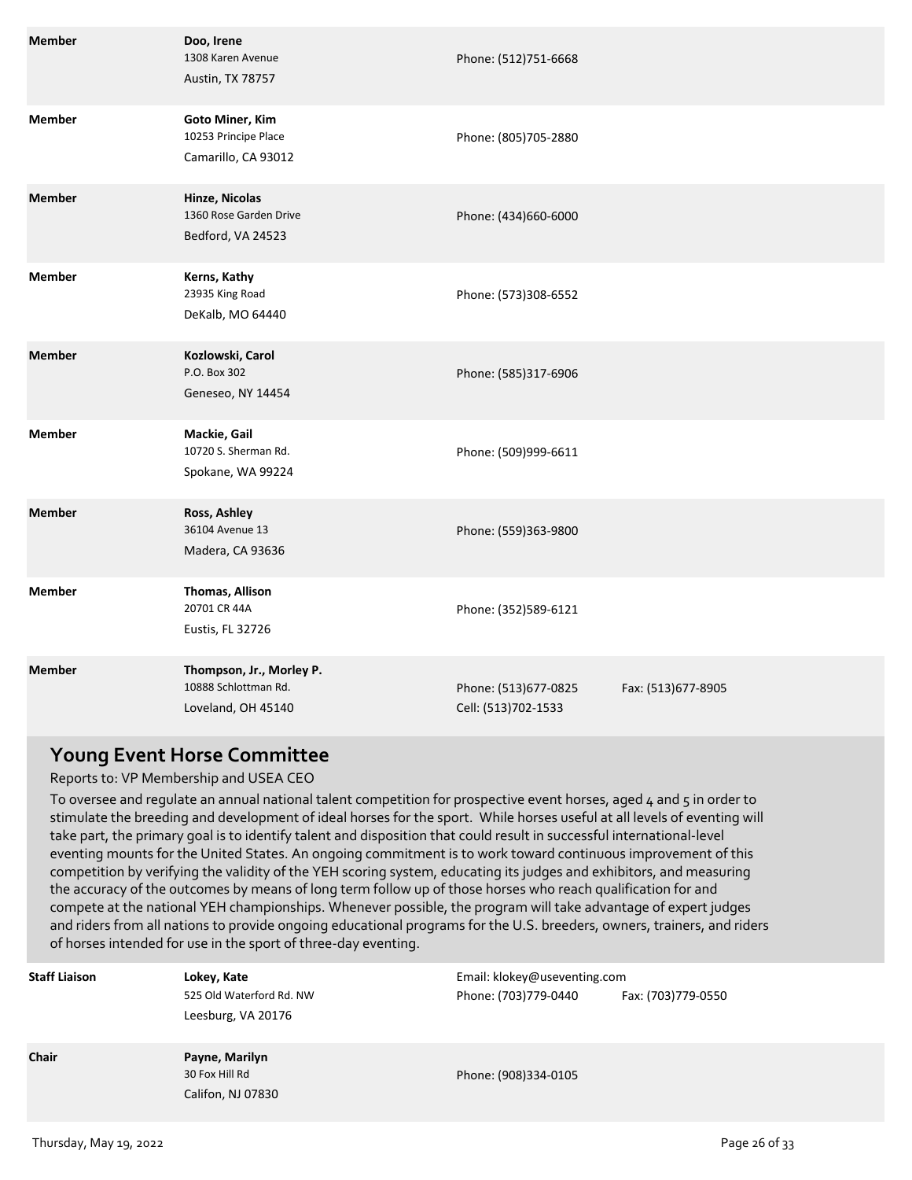| | | | |
|---|---|---|---|
| **Member** | **Doo, Irene**<br>1308 Karen Avenue<br>Austin, TX 78757 | Phone: (512)751-6668 | |
| **Member** | **Goto Miner, Kim**<br>10253 Principe Place<br>Camarillo, CA 93012 | Phone: (805)705-2880 | |
| **Member** | **Hinze, Nicolas**<br>1360 Rose Garden Drive<br>Bedford, VA 24523 | Phone: (434)660-6000 | |
| **Member** | **Kerns, Kathy**<br>23935 King Road<br>DeKalb, MO 64440 | Phone: (573)308-6552 | |
| **Member** | **Kozlowski, Carol**<br>P.O. Box 302<br>Geneseo, NY 14454 | Phone: (585)317-6906 | |
| **Member** | **Mackie, Gail**<br>10720 S. Sherman Rd.<br>Spokane, WA 99224 | Phone: (509)999-6611 | |
| **Member** | **Ross, Ashley**<br>36104 Avenue 13<br>Madera, CA 93636 | Phone: (559)363-9800 | |
| **Member** | **Thomas, Allison**<br>20701 CR 44A<br>Eustis, FL 32726 | Phone: (352)589-6121 | |
| **Member** | **Thompson, Jr., Morley P.**<br>10888 Schlottman Rd.<br>Loveland, OH 45140 | Phone: (513)677-0825<br>Cell: (513)702-1533 | Fax: (513)677-8905 |

## Young Event Horse Committee

Reports to: VP Membership and USEA CEO

To oversee and regulate an annual national talent competition for prospective event horses, aged 4 and 5 in order to stimulate the breeding and development of ideal horses for the sport. While horses useful at all levels of eventing will take part, the primary goal is to identify talent and disposition that could result in successful international-level eventing mounts for the United States. An ongoing commitment is to work toward continuous improvement of this competition by verifying the validity of the YEH scoring system, educating its judges and exhibitors, and measuring the accuracy of the outcomes by means of long term follow up of those horses who reach qualification for and compete at the national YEH championships. Whenever possible, the program will take advantage of expert judges and riders from all nations to provide ongoing educational programs for the U.S. breeders, owners, trainers, and riders of horses intended for use in the sport of three-day eventing.

| | | | |
|---|---|---|---|
| **Staff Liaison** | **Lokey, Kate**<br>525 Old Waterford Rd. NW<br>Leesburg, VA 20176 | Email: klokey@useventing.com<br>Phone: (703)779-0440 | Fax: (703)779-0550 |
| **Chair** | **Payne, Marilyn**<br>30 Fox Hill Rd<br>Califon, NJ 07830 | Phone: (908)334-0105 | |

Thursday, May 19, 2022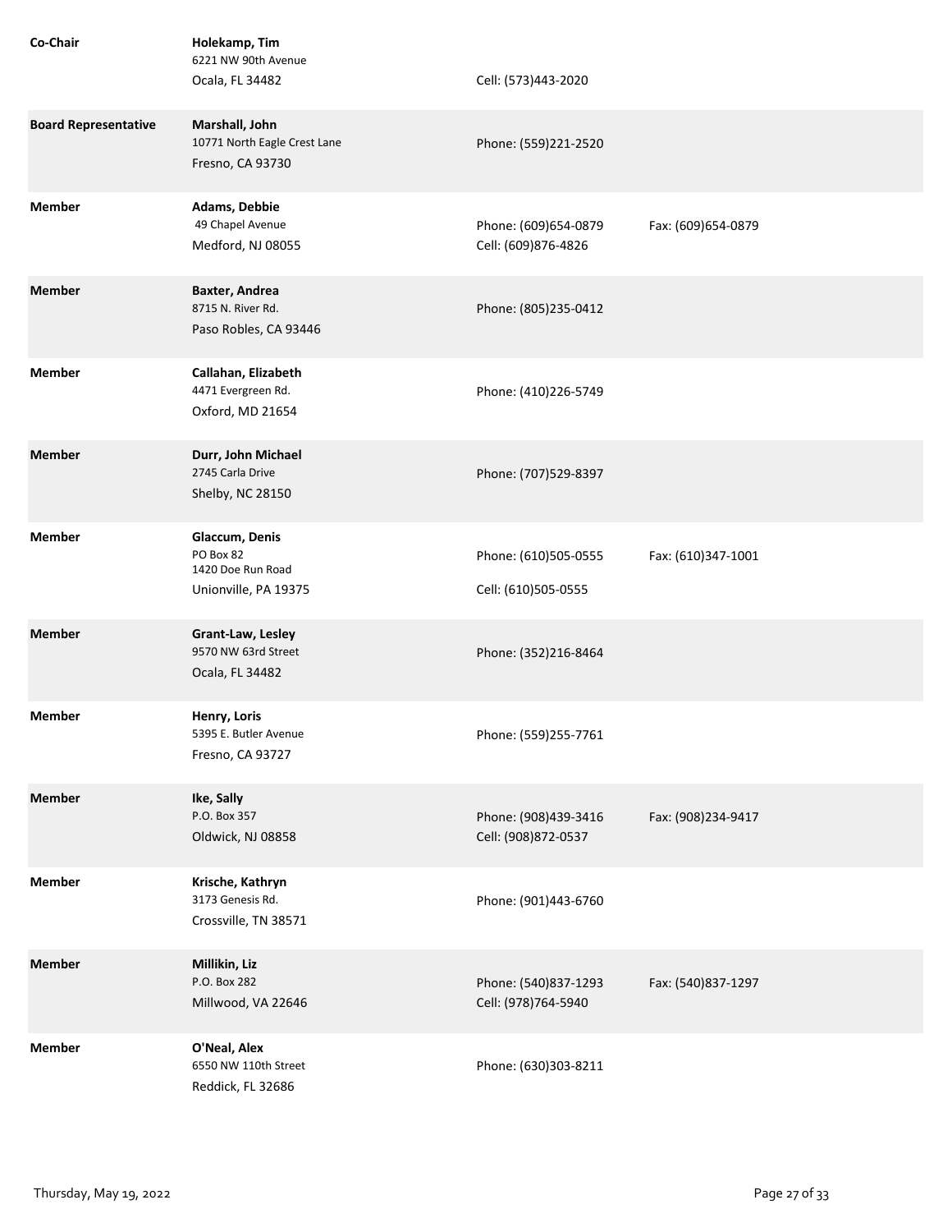| Role | Name / Address | Phone | Fax |
|---|---|---|---|
| **Co-Chair** | **Holekamp, Tim**<br>6221 NW 90th Avenue<br>Ocala, FL 34482 | Cell: (573)443-2020 | |
| **Board Representative** | **Marshall, John**<br>10771 North Eagle Crest Lane<br>Fresno, CA 93730 | Phone: (559)221-2520 | |
| **Member** | **Adams, Debbie**<br>49 Chapel Avenue<br>Medford, NJ 08055 | Phone: (609)654-0879<br>Cell: (609)876-4826 | Fax: (609)654-0879 |
| **Member** | **Baxter, Andrea**<br>8715 N. River Rd.<br>Paso Robles, CA 93446 | Phone: (805)235-0412 | |
| **Member** | **Callahan, Elizabeth**<br>4471 Evergreen Rd.<br>Oxford, MD 21654 | Phone: (410)226-5749 | |
| **Member** | **Durr, John Michael**<br>2745 Carla Drive<br>Shelby, NC 28150 | Phone: (707)529-8397 | |
| **Member** | **Glaccum, Denis**<br>PO Box 82<br>1420 Doe Run Road<br>Unionville, PA 19375 | Phone: (610)505-0555<br>Cell: (610)505-0555 | Fax: (610)347-1001 |
| **Member** | **Grant-Law, Lesley**<br>9570 NW 63rd Street<br>Ocala, FL 34482 | Phone: (352)216-8464 | |
| **Member** | **Henry, Loris**<br>5395 E. Butler Avenue<br>Fresno, CA 93727 | Phone: (559)255-7761 | |
| **Member** | **Ike, Sally**<br>P.O. Box 357<br>Oldwick, NJ 08858 | Phone: (908)439-3416<br>Cell: (908)872-0537 | Fax: (908)234-9417 |
| **Member** | **Krische, Kathryn**<br>3173 Genesis Rd.<br>Crossville, TN 38571 | Phone: (901)443-6760 | |
| **Member** | **Millikin, Liz**<br>P.O. Box 282<br>Millwood, VA 22646 | Phone: (540)837-1293<br>Cell: (978)764-5940 | Fax: (540)837-1297 |
| **Member** | **O'Neal, Alex**<br>6550 NW 110th Street<br>Reddick, FL 32686 | Phone: (630)303-8211 | |

Thursday, May 19, 2022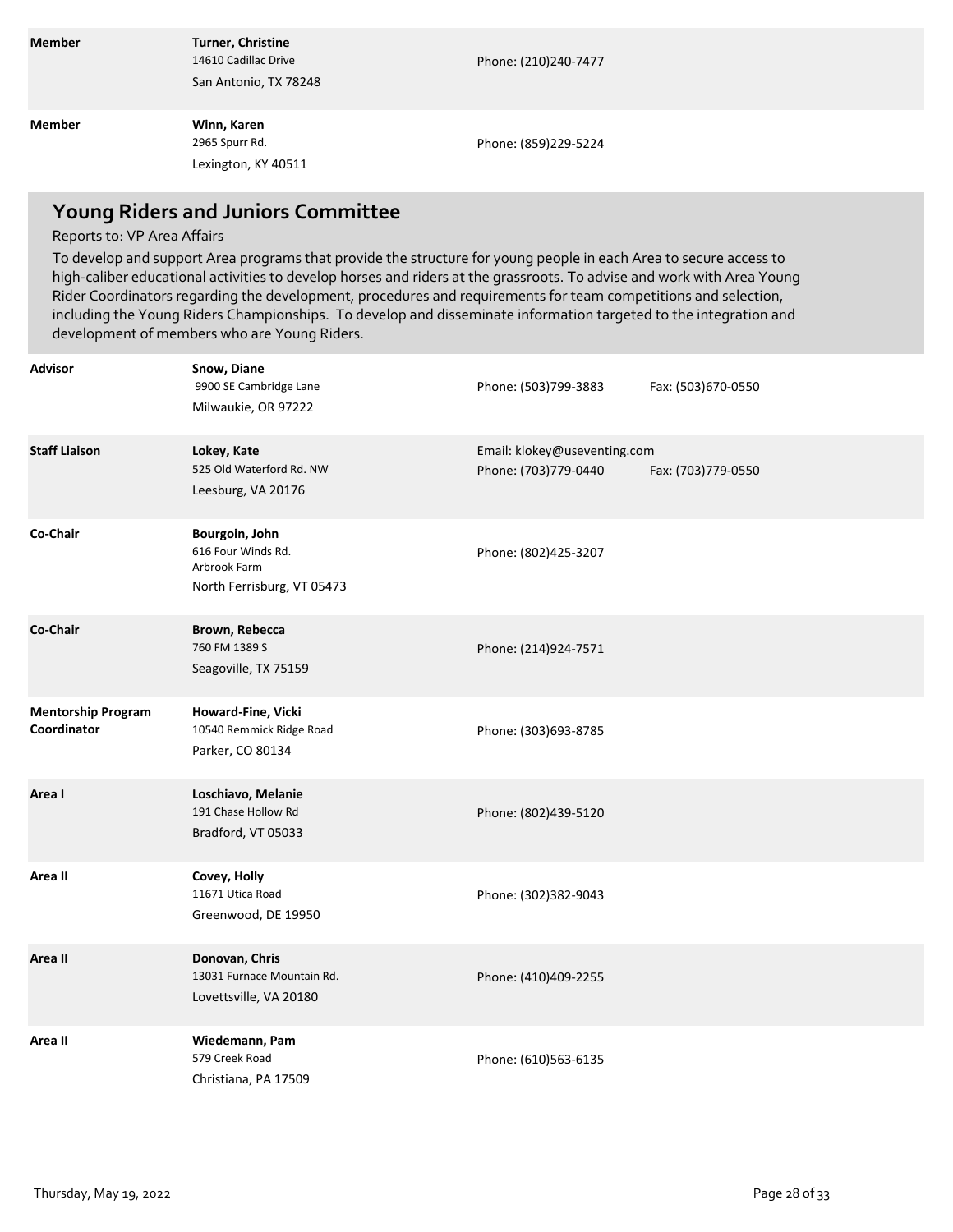| Role | Name / Address | Contact | Fax |
|---|---|---|---|
| Member | **Turner, Christine**<br>14610 Cadillac Drive<br>San Antonio, TX 78248 | Phone: (210)240-7477 | |
| Member | **Winn, Karen**<br>2965 Spurr Rd.<br>Lexington, KY 40511 | Phone: (859)229-5224 | |

## Young Riders and Juniors Committee

Reports to: VP Area Affairs

To develop and support Area programs that provide the structure for young people in each Area to secure access to high-caliber educational activities to develop horses and riders at the grassroots. To advise and work with Area Young Rider Coordinators regarding the development, procedures and requirements for team competitions and selection, including the Young Riders Championships. To develop and disseminate information targeted to the integration and development of members who are Young Riders.

| Role | Name / Address | Contact | Fax |
|---|---|---|---|
| Advisor | **Snow, Diane**<br>9900 SE Cambridge Lane<br>Milwaukie, OR 97222 | Phone: (503)799-3883 | Fax: (503)670-0550 |
| Staff Liaison | **Lokey, Kate**<br>525 Old Waterford Rd. NW<br>Leesburg, VA 20176 | Email: klokey@useventing.com<br>Phone: (703)779-0440 | Fax: (703)779-0550 |
| Co-Chair | **Bourgoin, John**<br>616 Four Winds Rd.<br>Arbrook Farm<br>North Ferrisburg, VT 05473 | Phone: (802)425-3207 | |
| Co-Chair | **Brown, Rebecca**<br>760 FM 1389 S<br>Seagoville, TX 75159 | Phone: (214)924-7571 | |
| Mentorship Program Coordinator | **Howard-Fine, Vicki**<br>10540 Remmick Ridge Road<br>Parker, CO 80134 | Phone: (303)693-8785 | |
| Area I | **Loschiavo, Melanie**<br>191 Chase Hollow Rd<br>Bradford, VT 05033 | Phone: (802)439-5120 | |
| Area II | **Covey, Holly**<br>11671 Utica Road<br>Greenwood, DE 19950 | Phone: (302)382-9043 | |
| Area II | **Donovan, Chris**<br>13031 Furnace Mountain Rd.<br>Lovettsville, VA 20180 | Phone: (410)409-2255 | |
| Area II | **Wiedemann, Pam**<br>579 Creek Road<br>Christiana, PA 17509 | Phone: (610)563-6135 | |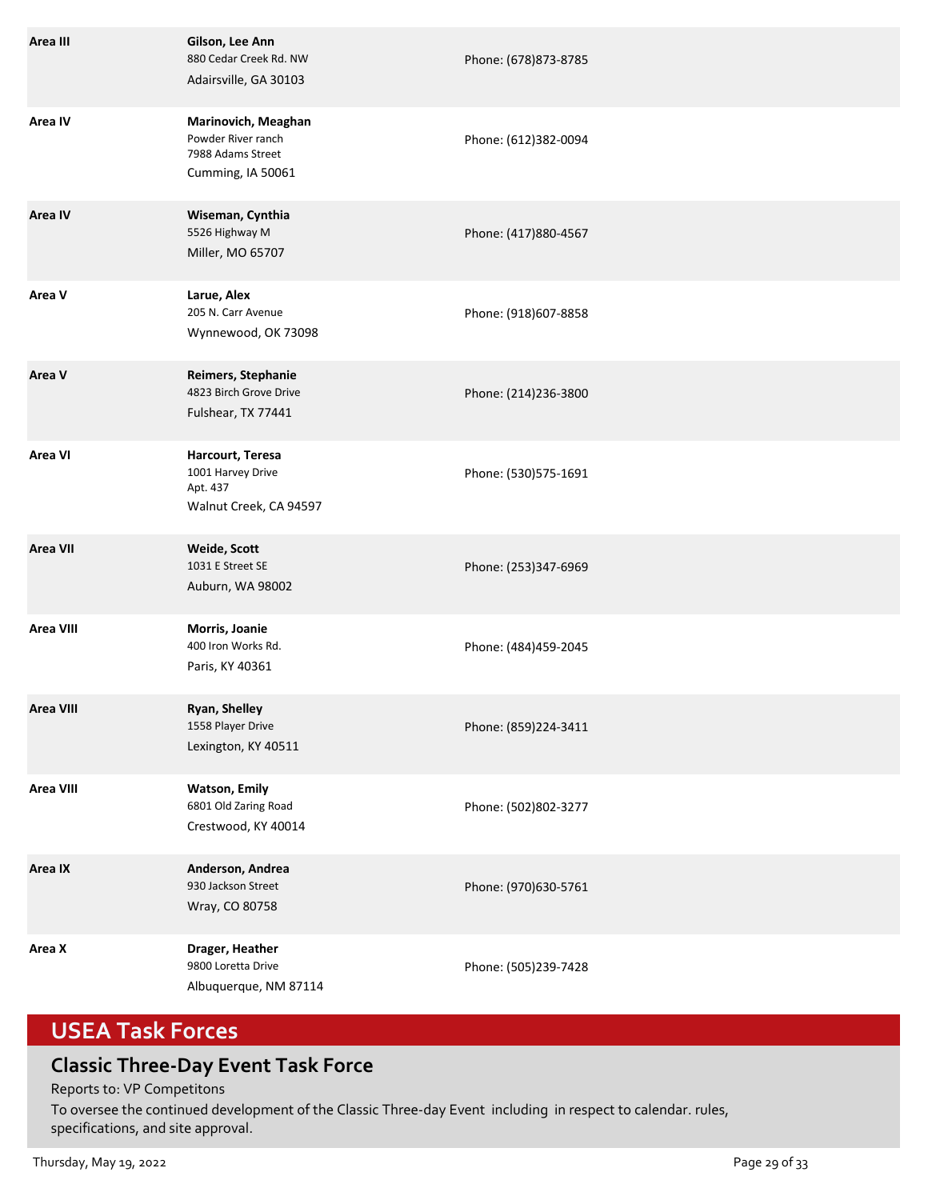| Area | Name / Address | Phone |
| --- | --- | --- |
| **Area III** | **Gilson, Lee Ann**<br>880 Cedar Creek Rd. NW<br>Adairsville, GA 30103 | Phone: (678)873-8785 |
| **Area IV** | **Marinovich, Meaghan**<br>Powder River ranch<br>7988 Adams Street<br>Cumming, IA 50061 | Phone: (612)382-0094 |
| **Area IV** | **Wiseman, Cynthia**<br>5526 Highway M<br>Miller, MO 65707 | Phone: (417)880-4567 |
| **Area V** | **Larue, Alex**<br>205 N. Carr Avenue<br>Wynnewood, OK 73098 | Phone: (918)607-8858 |
| **Area V** | **Reimers, Stephanie**<br>4823 Birch Grove Drive<br>Fulshear, TX 77441 | Phone: (214)236-3800 |
| **Area VI** | **Harcourt, Teresa**<br>1001 Harvey Drive<br>Apt. 437<br>Walnut Creek, CA 94597 | Phone: (530)575-1691 |
| **Area VII** | **Weide, Scott**<br>1031 E Street SE<br>Auburn, WA 98002 | Phone: (253)347-6969 |
| **Area VIII** | **Morris, Joanie**<br>400 Iron Works Rd.<br>Paris, KY 40361 | Phone: (484)459-2045 |
| **Area VIII** | **Ryan, Shelley**<br>1558 Player Drive<br>Lexington, KY 40511 | Phone: (859)224-3411 |
| **Area VIII** | **Watson, Emily**<br>6801 Old Zaring Road<br>Crestwood, KY 40014 | Phone: (502)802-3277 |
| **Area IX** | **Anderson, Andrea**<br>930 Jackson Street<br>Wray, CO 80758 | Phone: (970)630-5761 |
| **Area X** | **Drager, Heather**<br>9800 Loretta Drive<br>Albuquerque, NM 87114 | Phone: (505)239-7428 |

# USEA Task Forces

## Classic Three-Day Event Task Force

Reports to: VP Competitons

To oversee the continued development of the Classic Three-day Event including in respect to calendar. rules, specifications, and site approval.

Thursday, May 19, 2022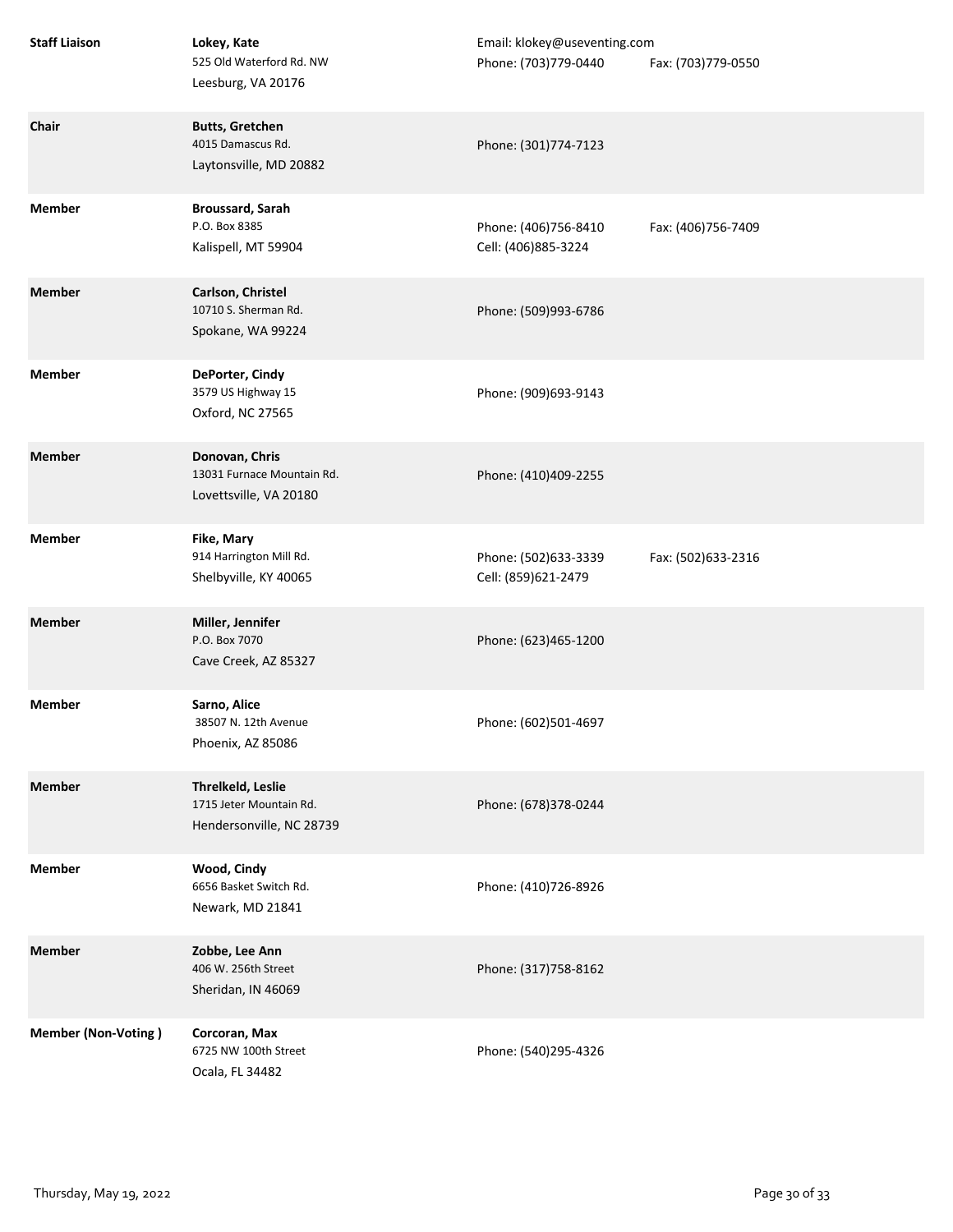| Role | Name / Address | Contact | Fax |
|---|---|---|---|
| **Staff Liaison** | **Lokey, Kate**<br>525 Old Waterford Rd. NW<br>Leesburg, VA 20176 | Email: klokey@useventing.com<br>Phone: (703)779-0440 | Fax: (703)779-0550 |
| **Chair** | **Butts, Gretchen**<br>4015 Damascus Rd.<br>Laytonsville, MD 20882 | Phone: (301)774-7123 | |
| **Member** | **Broussard, Sarah**<br>P.O. Box 8385<br>Kalispell, MT 59904 | Phone: (406)756-8410<br>Cell: (406)885-3224 | Fax: (406)756-7409 |
| **Member** | **Carlson, Christel**<br>10710 S. Sherman Rd.<br>Spokane, WA 99224 | Phone: (509)993-6786 | |
| **Member** | **DePorter, Cindy**<br>3579 US Highway 15<br>Oxford, NC 27565 | Phone: (909)693-9143 | |
| **Member** | **Donovan, Chris**<br>13031 Furnace Mountain Rd.<br>Lovettsville, VA 20180 | Phone: (410)409-2255 | |
| **Member** | **Fike, Mary**<br>914 Harrington Mill Rd.<br>Shelbyville, KY 40065 | Phone: (502)633-3339<br>Cell: (859)621-2479 | Fax: (502)633-2316 |
| **Member** | **Miller, Jennifer**<br>P.O. Box 7070<br>Cave Creek, AZ 85327 | Phone: (623)465-1200 | |
| **Member** | **Sarno, Alice**<br>38507 N. 12th Avenue<br>Phoenix, AZ 85086 | Phone: (602)501-4697 | |
| **Member** | **Threlkeld, Leslie**<br>1715 Jeter Mountain Rd.<br>Hendersonville, NC 28739 | Phone: (678)378-0244 | |
| **Member** | **Wood, Cindy**<br>6656 Basket Switch Rd.<br>Newark, MD 21841 | Phone: (410)726-8926 | |
| **Member** | **Zobbe, Lee Ann**<br>406 W. 256th Street<br>Sheridan, IN 46069 | Phone: (317)758-8162 | |
| **Member (Non-Voting )** | **Corcoran, Max**<br>6725 NW 100th Street<br>Ocala, FL 34482 | Phone: (540)295-4326 | |

Thursday, May 19, 2022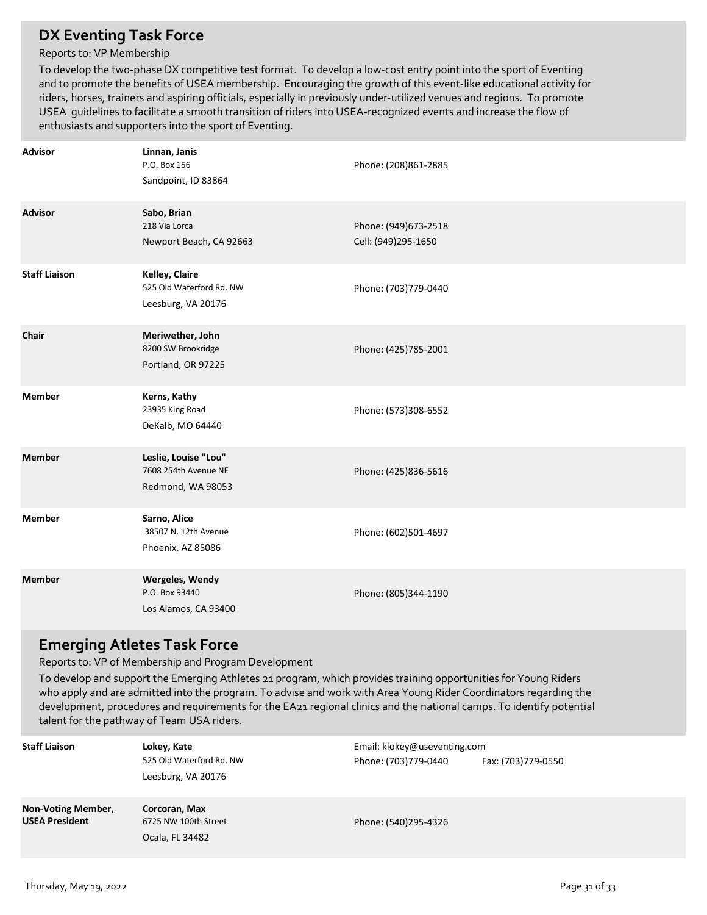## DX Eventing Task Force

Reports to: VP Membership

To develop the two-phase DX competitive test format. To develop a low-cost entry point into the sport of Eventing and to promote the benefits of USEA membership. Encouraging the growth of this event-like educational activity for riders, horses, trainers and aspiring officials, especially in previously under-utilized venues and regions. To promote USEA guidelines to facilitate a smooth transition of riders into USEA-recognized events and increase the flow of enthusiasts and supporters into the sport of Eventing.

| Role | Name / Address | Contact |
|---|---|---|
| **Advisor** | **Linnan, Janis**<br>P.O. Box 156<br>Sandpoint, ID 83864 | Phone: (208)861-2885 |
| **Advisor** | **Sabo, Brian**<br>218 Via Lorca<br>Newport Beach, CA 92663 | Phone: (949)673-2518<br>Cell: (949)295-1650 |
| **Staff Liaison** | **Kelley, Claire**<br>525 Old Waterford Rd. NW<br>Leesburg, VA 20176 | Phone: (703)779-0440 |
| **Chair** | **Meriwether, John**<br>8200 SW Brookridge<br>Portland, OR 97225 | Phone: (425)785-2001 |
| **Member** | **Kerns, Kathy**<br>23935 King Road<br>DeKalb, MO 64440 | Phone: (573)308-6552 |
| **Member** | **Leslie, Louise "Lou"**<br>7608 254th Avenue NE<br>Redmond, WA 98053 | Phone: (425)836-5616 |
| **Member** | **Sarno, Alice**<br>38507 N. 12th Avenue<br>Phoenix, AZ 85086 | Phone: (602)501-4697 |
| **Member** | **Wergeles, Wendy**<br>P.O. Box 93440<br>Los Alamos, CA 93400 | Phone: (805)344-1190 |

## Emerging Atletes Task Force

Reports to: VP of Membership and Program Development

To develop and support the Emerging Athletes 21 program, which provides training opportunities for Young Riders who apply and are admitted into the program. To advise and work with Area Young Rider Coordinators regarding the development, procedures and requirements for the EA21 regional clinics and the national camps. To identify potential talent for the pathway of Team USA riders.

| Role | Name / Address | Contact | |
|---|---|---|---|
| **Staff Liaison** | **Lokey, Kate**<br>525 Old Waterford Rd. NW<br>Leesburg, VA 20176 | Email: klokey@useventing.com<br>Phone: (703)779-0440 | Fax: (703)779-0550 |
| **Non-Voting Member, USEA President** | **Corcoran, Max**<br>6725 NW 100th Street<br>Ocala, FL 34482 | Phone: (540)295-4326 | |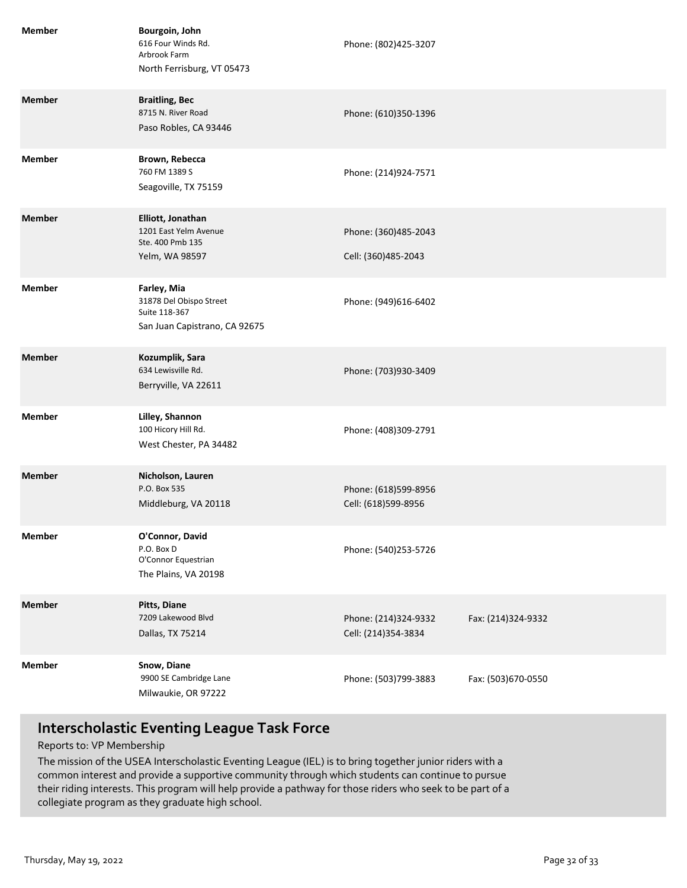| | | | |
|---|---|---|---|
| **Member** | **Bourgoin, John**<br>616 Four Winds Rd.<br>Arbrook Farm<br>North Ferrisburg, VT 05473 | Phone: (802)425-3207 | |
| **Member** | **Braitling, Bec**<br>8715 N. River Road<br>Paso Robles, CA 93446 | Phone: (610)350-1396 | |
| **Member** | **Brown, Rebecca**<br>760 FM 1389 S<br>Seagoville, TX 75159 | Phone: (214)924-7571 | |
| **Member** | **Elliott, Jonathan**<br>1201 East Yelm Avenue<br>Ste. 400 Pmb 135<br>Yelm, WA 98597 | Phone: (360)485-2043<br>Cell: (360)485-2043 | |
| **Member** | **Farley, Mia**<br>31878 Del Obispo Street<br>Suite 118-367<br>San Juan Capistrano, CA 92675 | Phone: (949)616-6402 | |
| **Member** | **Kozumplik, Sara**<br>634 Lewisville Rd.<br>Berryville, VA 22611 | Phone: (703)930-3409 | |
| **Member** | **Lilley, Shannon**<br>100 Hicory Hill Rd.<br>West Chester, PA 34482 | Phone: (408)309-2791 | |
| **Member** | **Nicholson, Lauren**<br>P.O. Box 535<br>Middleburg, VA 20118 | Phone: (618)599-8956<br>Cell: (618)599-8956 | |
| **Member** | **O'Connor, David**<br>P.O. Box D<br>O'Connor Equestrian<br>The Plains, VA 20198 | Phone: (540)253-5726 | |
| **Member** | **Pitts, Diane**<br>7209 Lakewood Blvd<br>Dallas, TX 75214 | Phone: (214)324-9332<br>Cell: (214)354-3834 | Fax: (214)324-9332 |
| **Member** | **Snow, Diane**<br>9900 SE Cambridge Lane<br>Milwaukie, OR 97222 | Phone: (503)799-3883 | Fax: (503)670-0550 |

## Interscholastic Eventing League Task Force

Reports to: VP Membership

The mission of the USEA Interscholastic Eventing League (IEL) is to bring together junior riders with a common interest and provide a supportive community through which students can continue to pursue their riding interests. This program will help provide a pathway for those riders who seek to be part of a collegiate program as they graduate high school.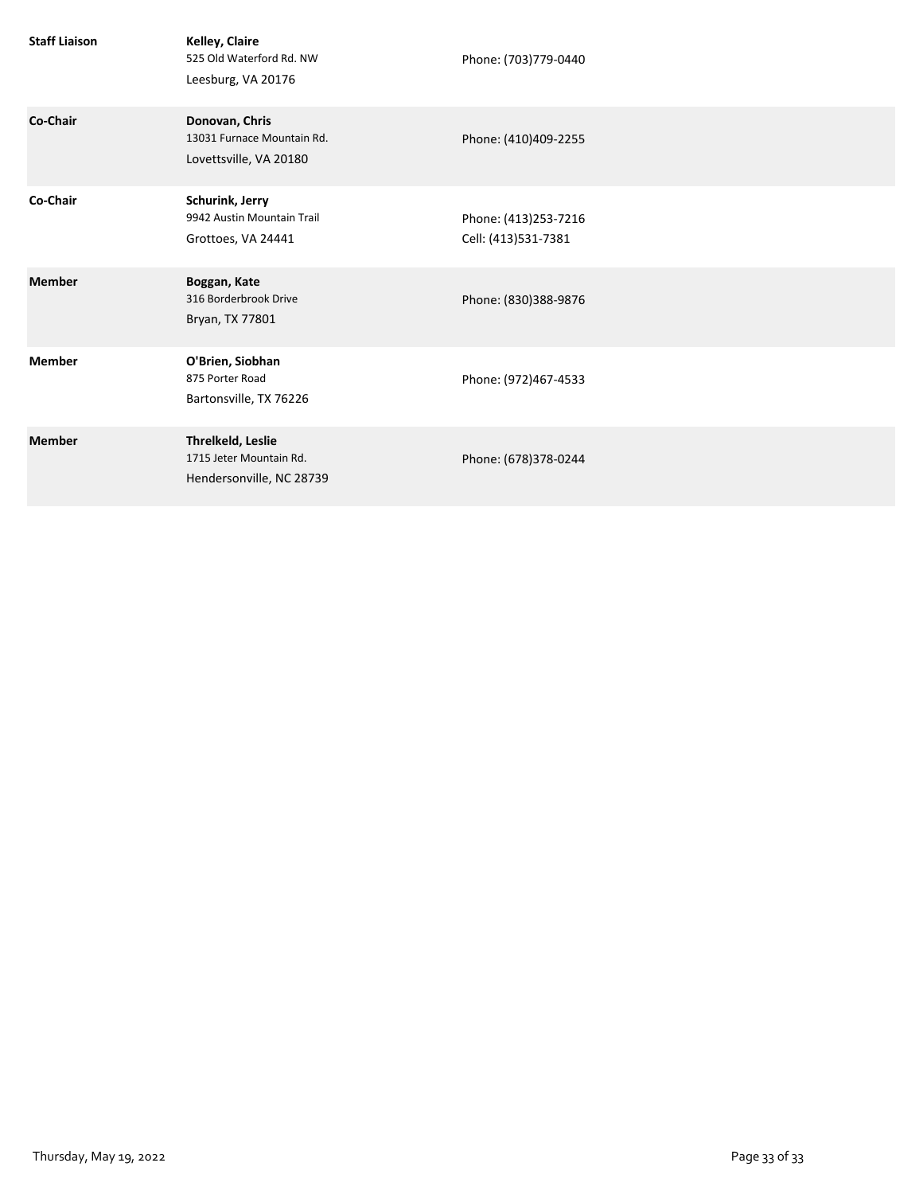| | | |
|---|---|---|
| **Staff Liaison** | **Kelley, Claire**<br>525 Old Waterford Rd. NW<br>Leesburg, VA 20176 | Phone: (703)779-0440 |
| **Co-Chair** | **Donovan, Chris**<br>13031 Furnace Mountain Rd.<br>Lovettsville, VA 20180 | Phone: (410)409-2255 |
| **Co-Chair** | **Schurink, Jerry**<br>9942 Austin Mountain Trail<br>Grottoes, VA 24441 | Phone: (413)253-7216<br>Cell: (413)531-7381 |
| **Member** | **Boggan, Kate**<br>316 Borderbrook Drive<br>Bryan, TX 77801 | Phone: (830)388-9876 |
| **Member** | **O'Brien, Siobhan**<br>875 Porter Road<br>Bartonsville, TX 76226 | Phone: (972)467-4533 |
| **Member** | **Threlkeld, Leslie**<br>1715 Jeter Mountain Rd.<br>Hendersonville, NC 28739 | Phone: (678)378-0244 |

Thursday, May 19, 2022